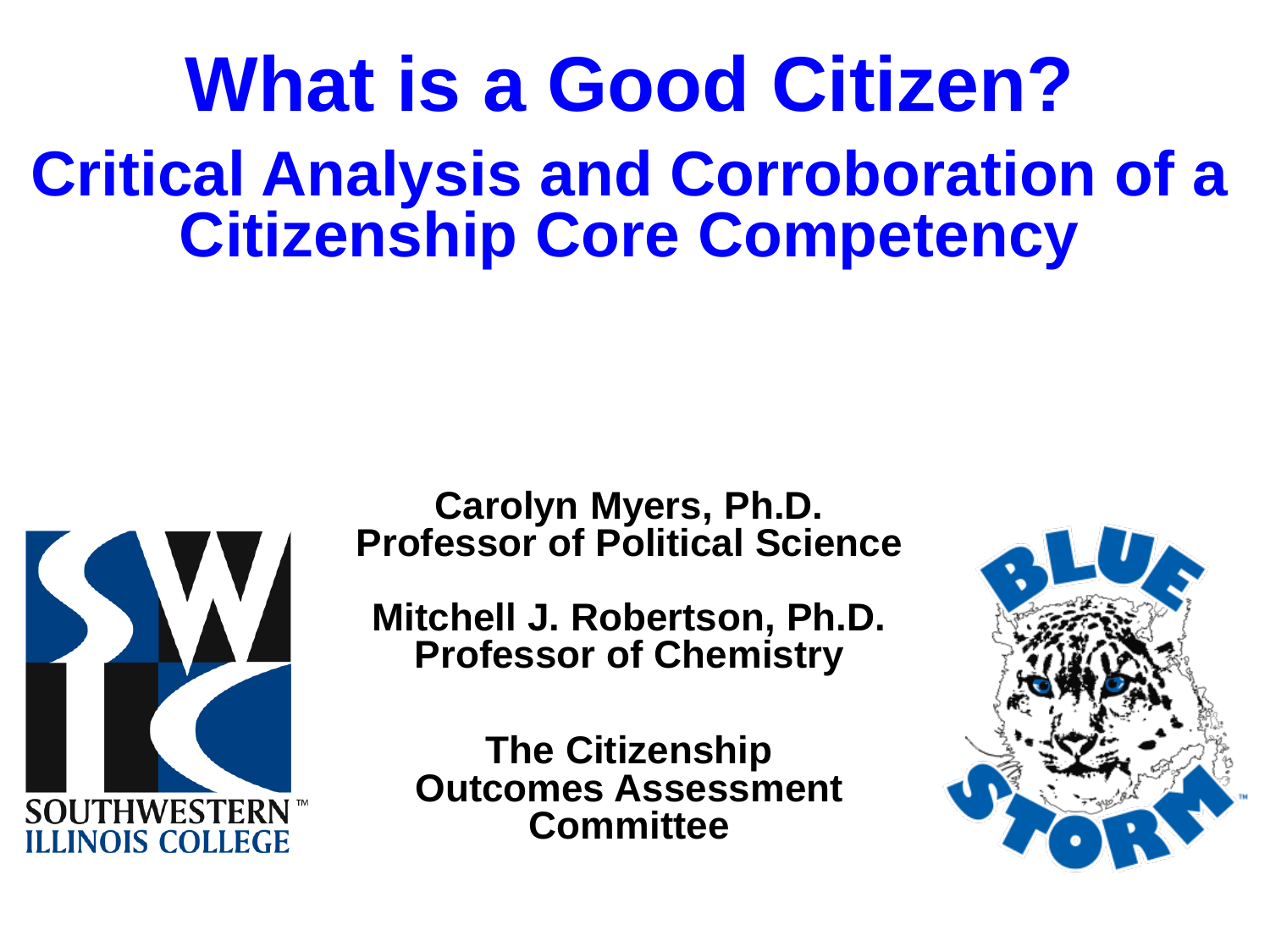# What is a Good Citizen?

## Critical Analysis and Corroboration of a Citizenship Core Competency

**Carolyn Myers, Ph.D.**
**Professor of Political Science**

**Mitchell J. Robertson, Ph.D.**
**Professor of Chemistry**

**The Citizenship Outcomes Assessment Committee**

SOUTHWESTERN ILLINOIS COLLEGE

BLUE STORM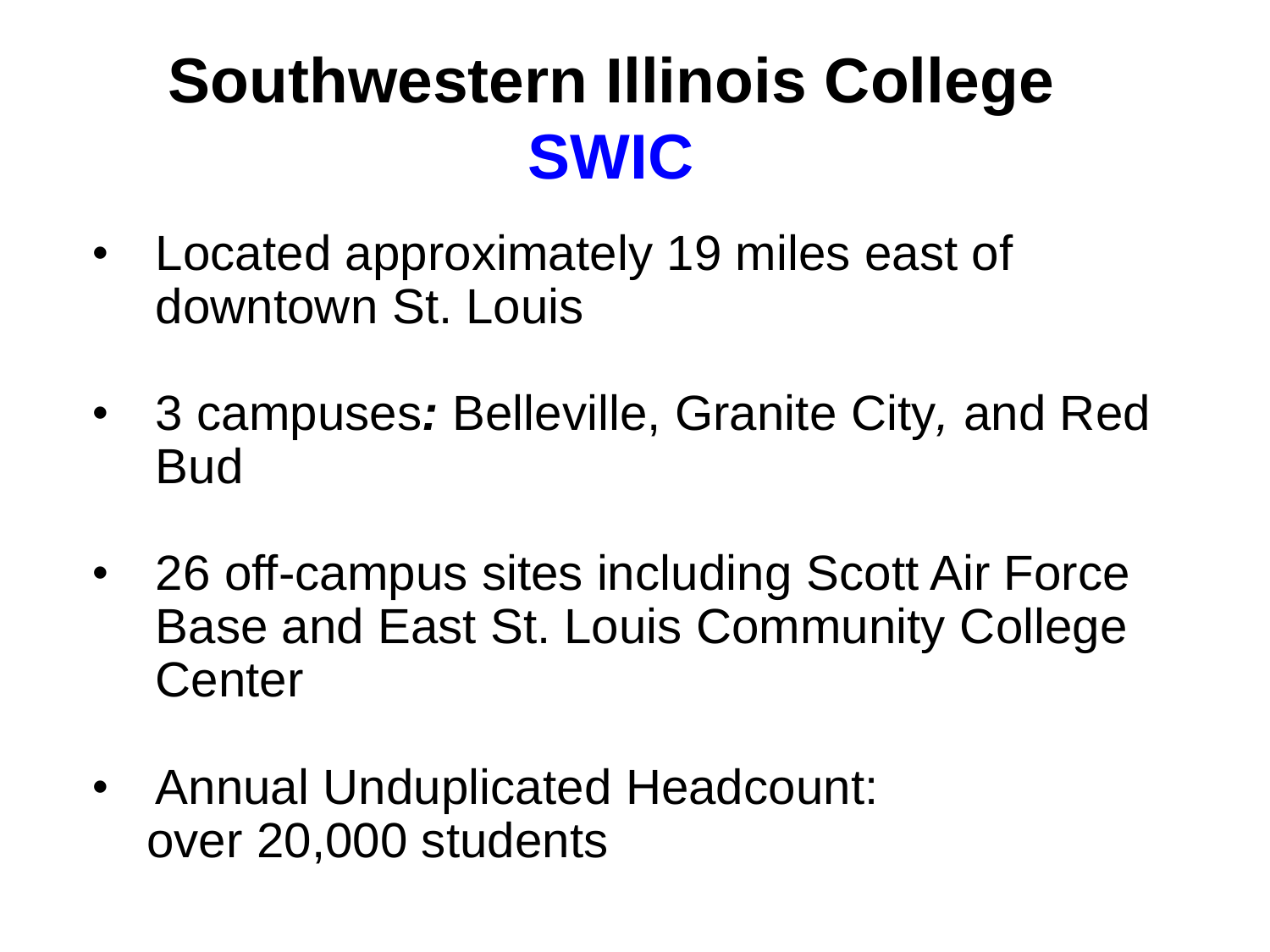# Southwestern Illinois College
# SWIC

- Located approximately 19 miles east of downtown St. Louis

- 3 campuses*:* Belleville, Granite City*,* and Red Bud

- 26 off-campus sites including Scott Air Force Base and East St. Louis Community College Center

- Annual Unduplicated Headcount: over 20,000 students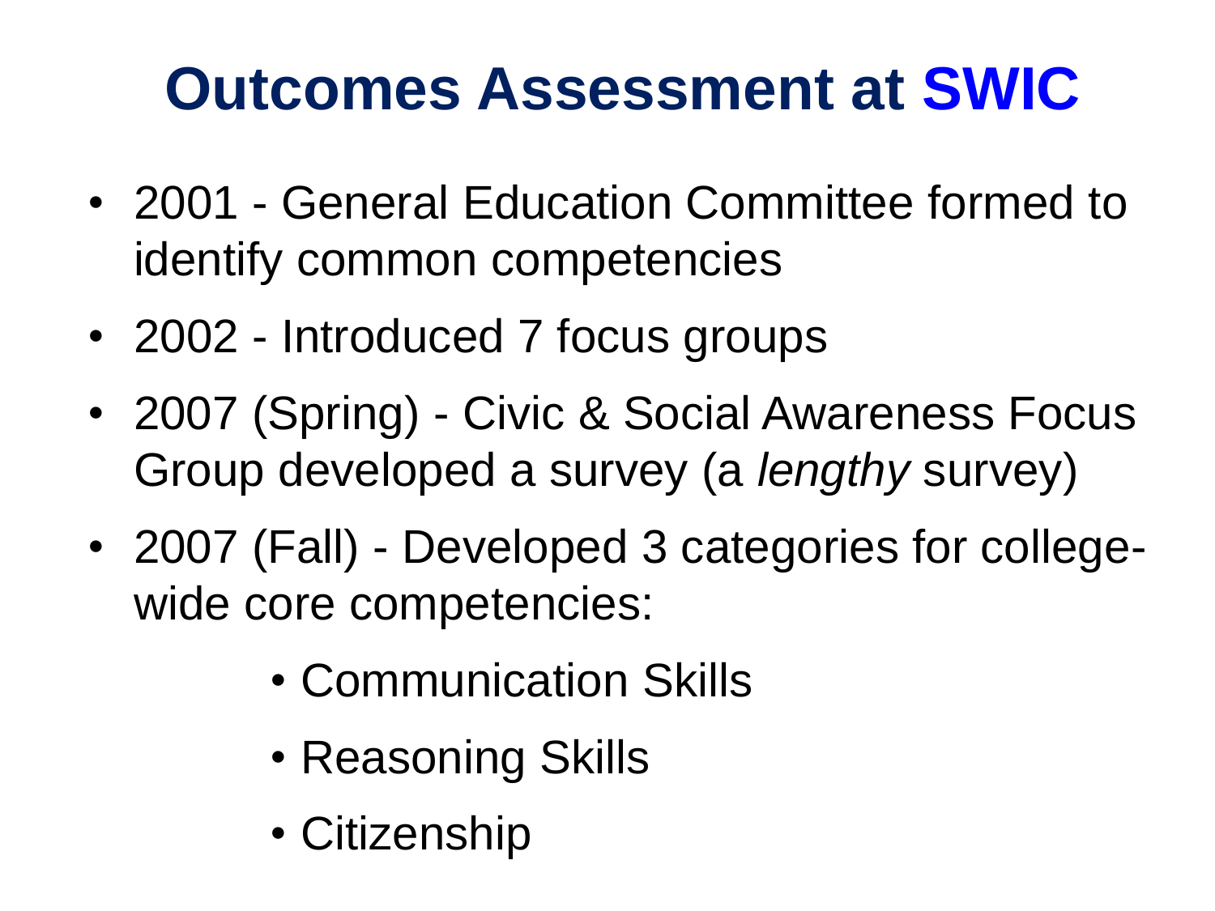# Outcomes Assessment at SWIC

- 2001 - General Education Committee formed to identify common competencies
- 2002 - Introduced 7 focus groups
- 2007 (Spring) - Civic & Social Awareness Focus Group developed a survey (a *lengthy* survey)
- 2007 (Fall) - Developed 3 categories for college-wide core competencies:
    - Communication Skills
    - Reasoning Skills
    - Citizenship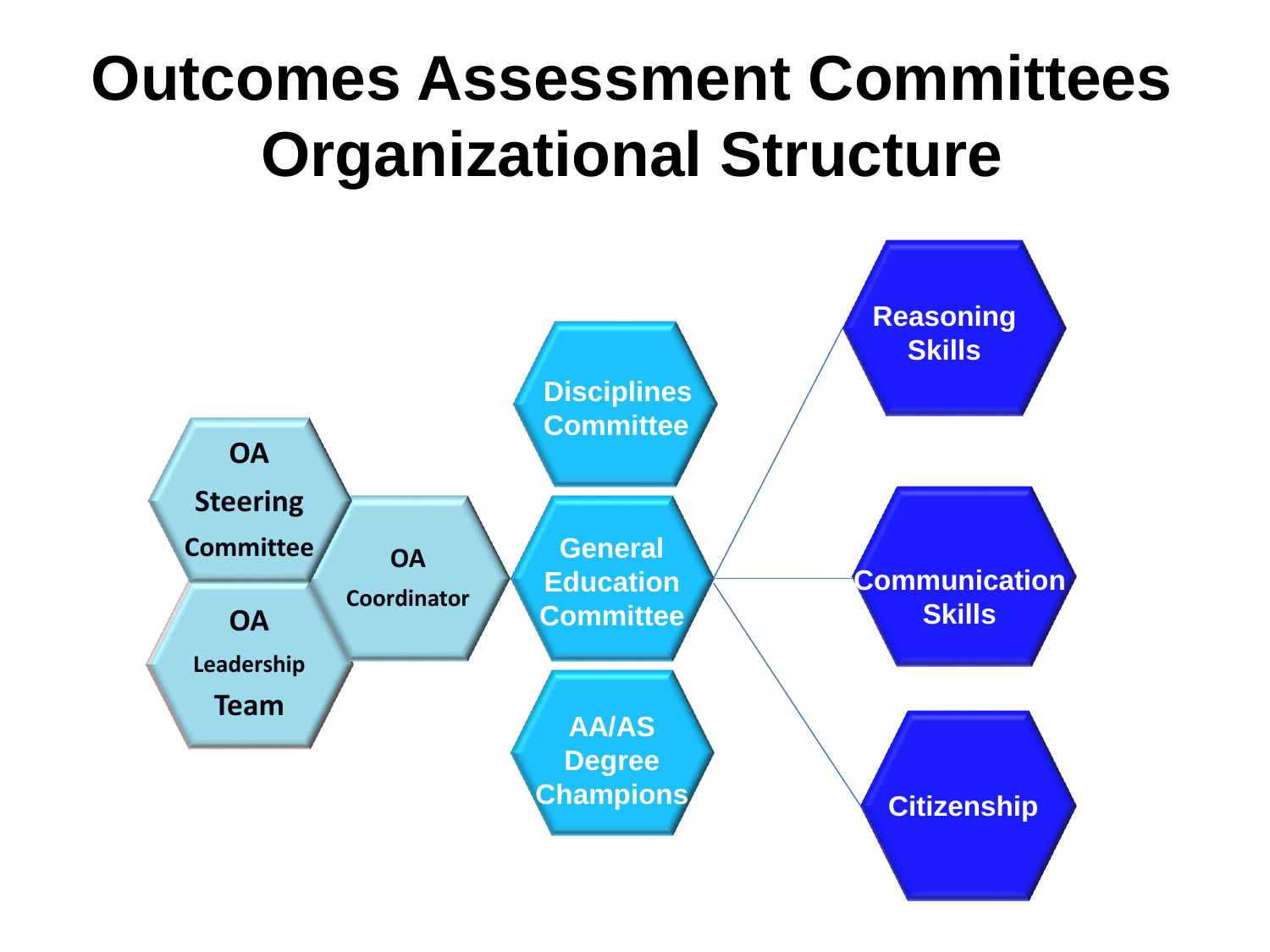# Outcomes Assessment Committees Organizational Structure

- OA Steering Committee
- OA Leadership Team
- OA Coordinator
- Disciplines Committee
- General Education Committee
  - Reasoning Skills
  - Communication Skills
  - Citizenship
- AA/AS Degree Champions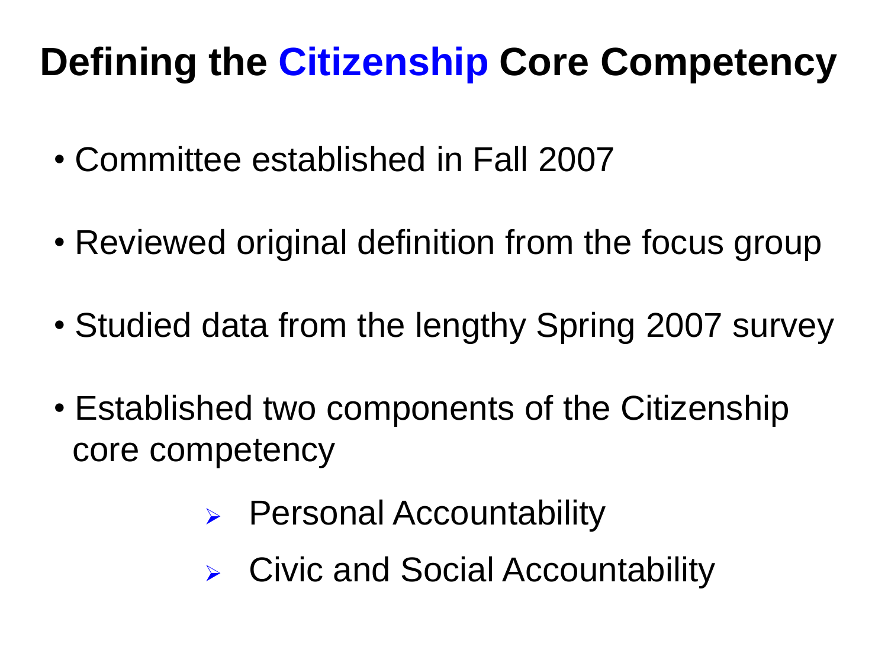# Defining the Citizenship Core Competency

- Committee established in Fall 2007
- Reviewed original definition from the focus group
- Studied data from the lengthy Spring 2007 survey
- Established two components of the Citizenship core competency
  - Personal Accountability
  - Civic and Social Accountability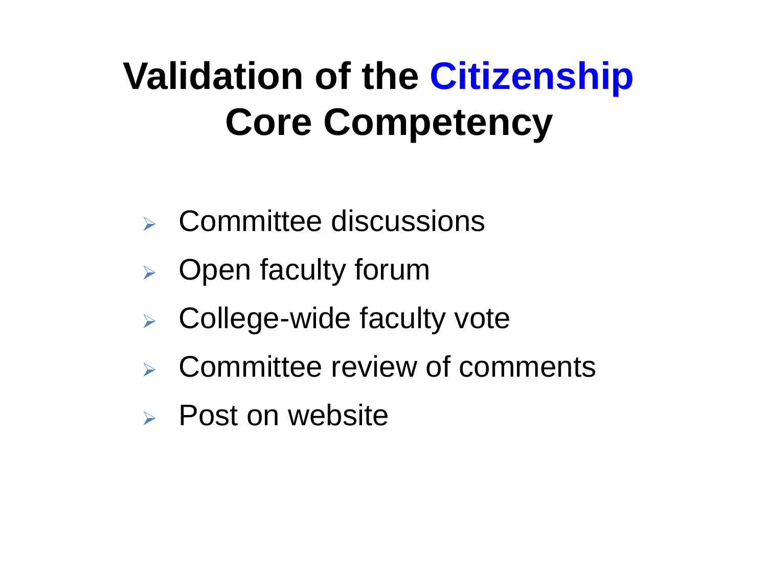# Validation of the Citizenship Core Competency

- Committee discussions
- Open faculty forum
- College-wide faculty vote
- Committee review of comments
- Post on website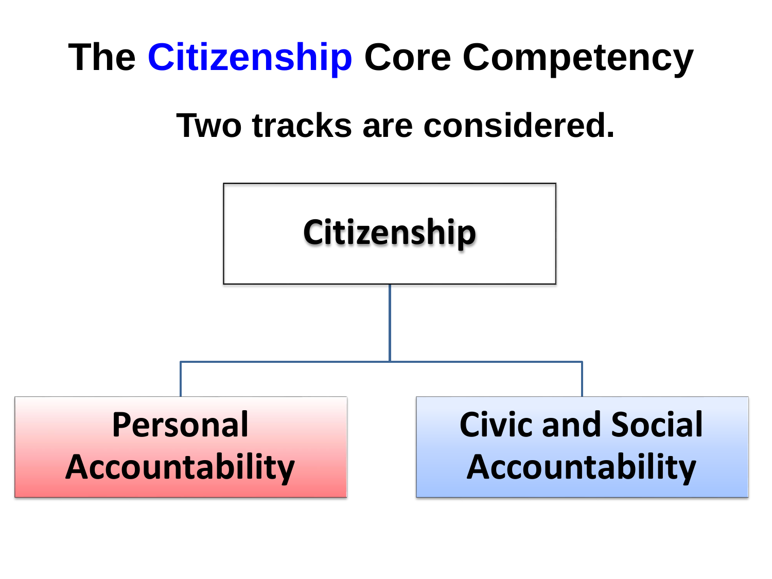# The Citizenship Core Competency

## Two tracks are considered.

- **Citizenship**
  - **Personal Accountability**
  - **Civic and Social Accountability**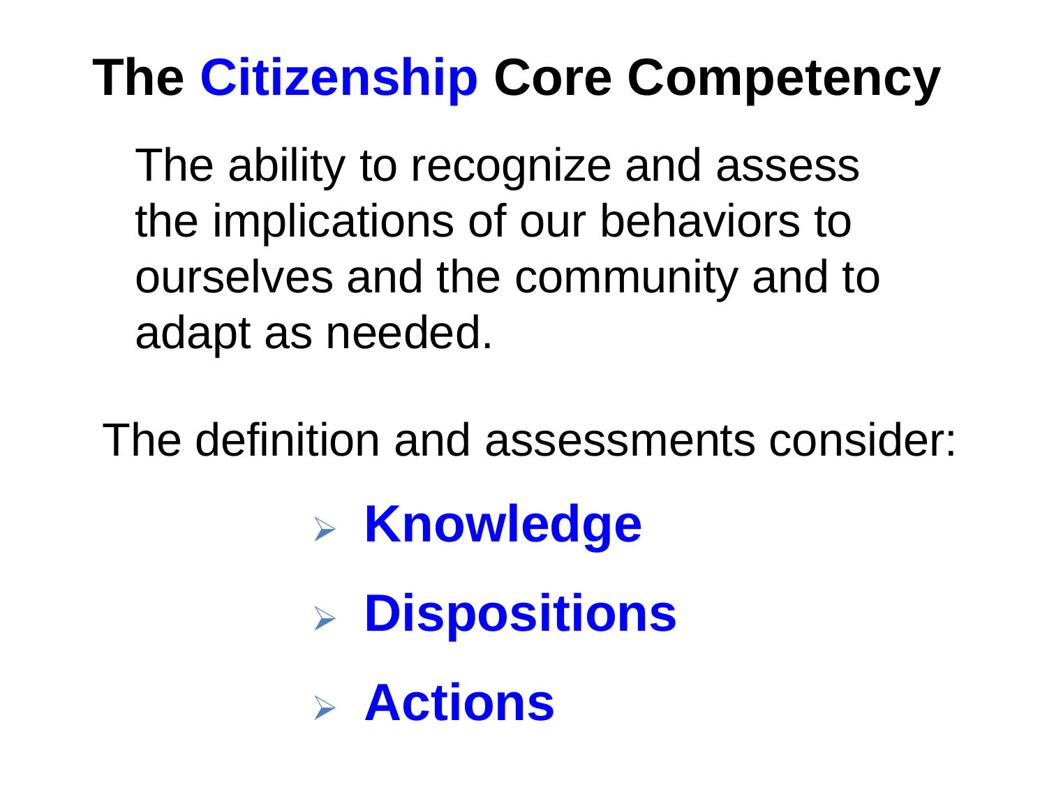# The Citizenship Core Competency

The ability to recognize and assess the implications of our behaviors to ourselves and the community and to adapt as needed.

The definition and assessments consider:

- **Knowledge**
- **Dispositions**
- **Actions**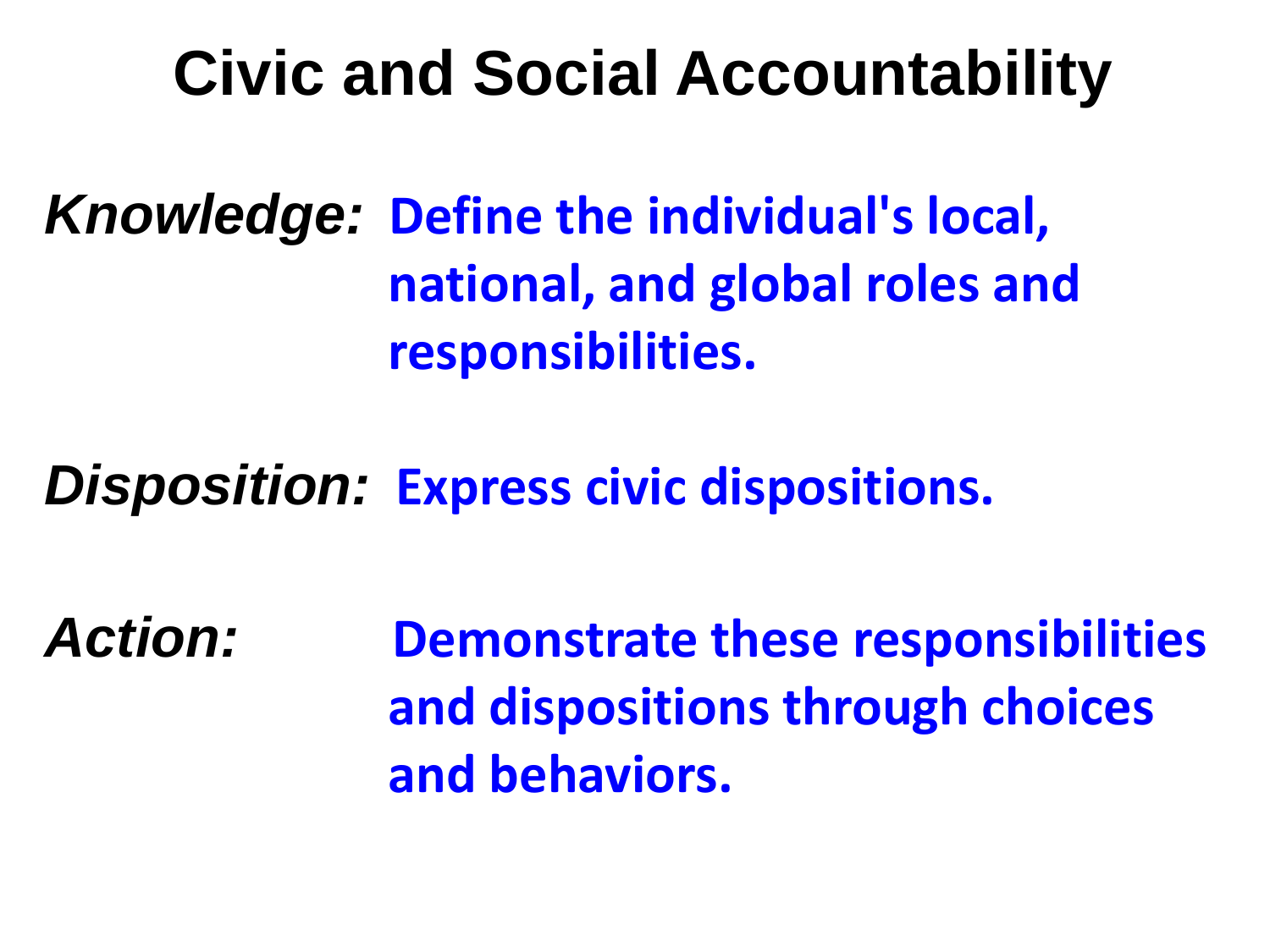# Civic and Social Accountability

***Knowledge:*** **Define the individual's local, national, and global roles and responsibilities.**

***Disposition:*** **Express civic dispositions.**

***Action:*** **Demonstrate these responsibilities and dispositions through choices and behaviors.**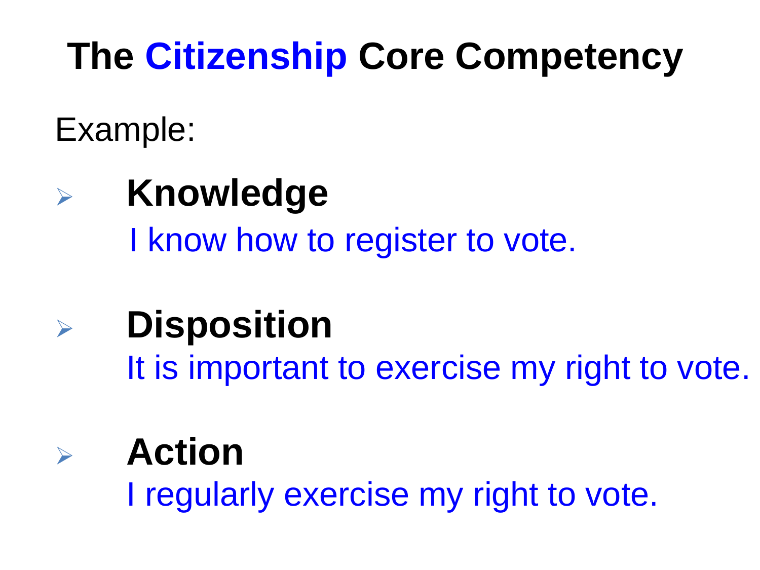# The Citizenship Core Competency

Example:

- **Knowledge**

  I know how to register to vote.

- **Disposition**

  It is important to exercise my right to vote.

- **Action**

  I regularly exercise my right to vote.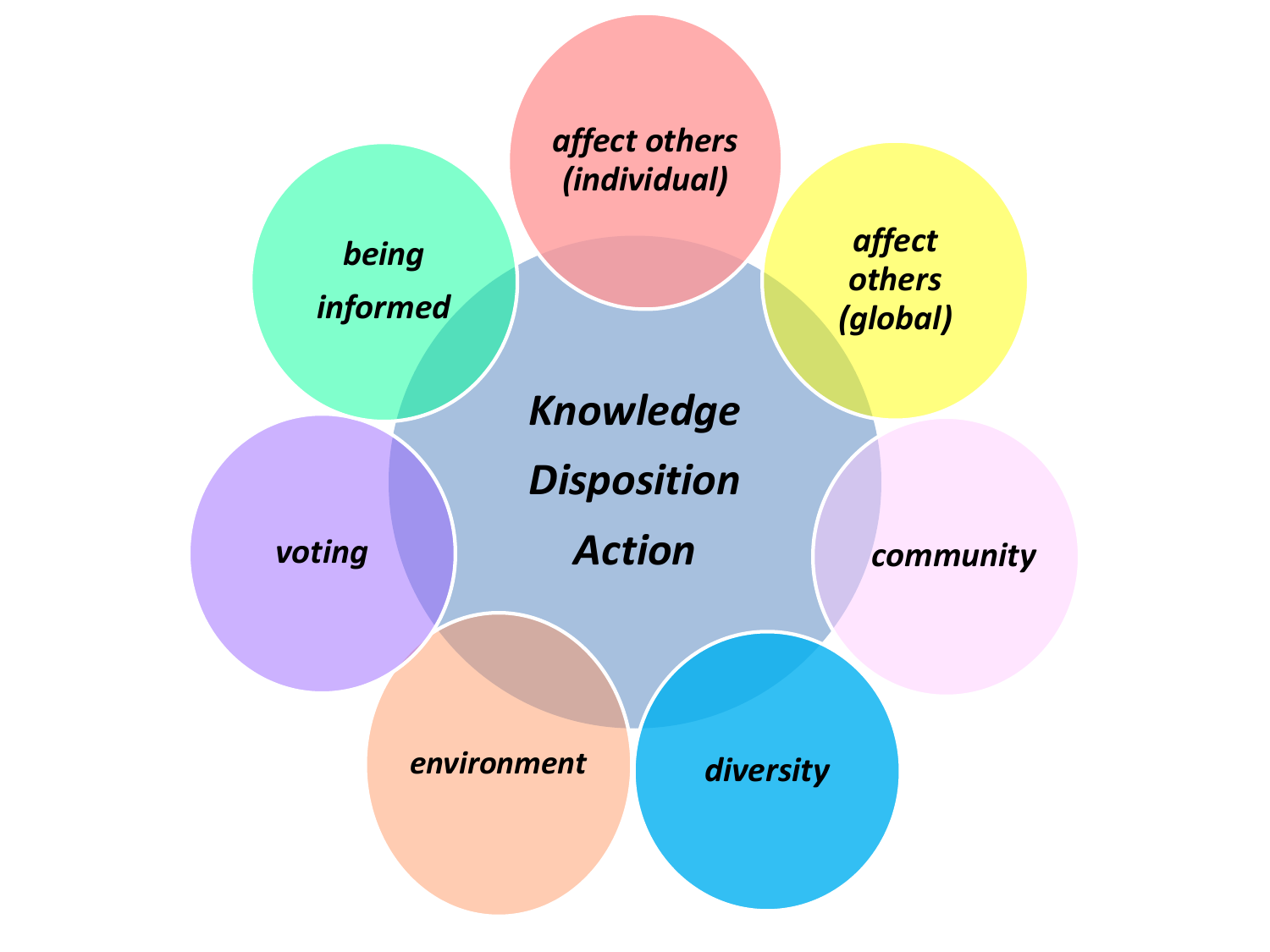*Knowledge*

*Disposition*

*Action*

*affect others (individual)*

*affect others (global)*

*community*

*diversity*

*environment*

*voting*

*being informed*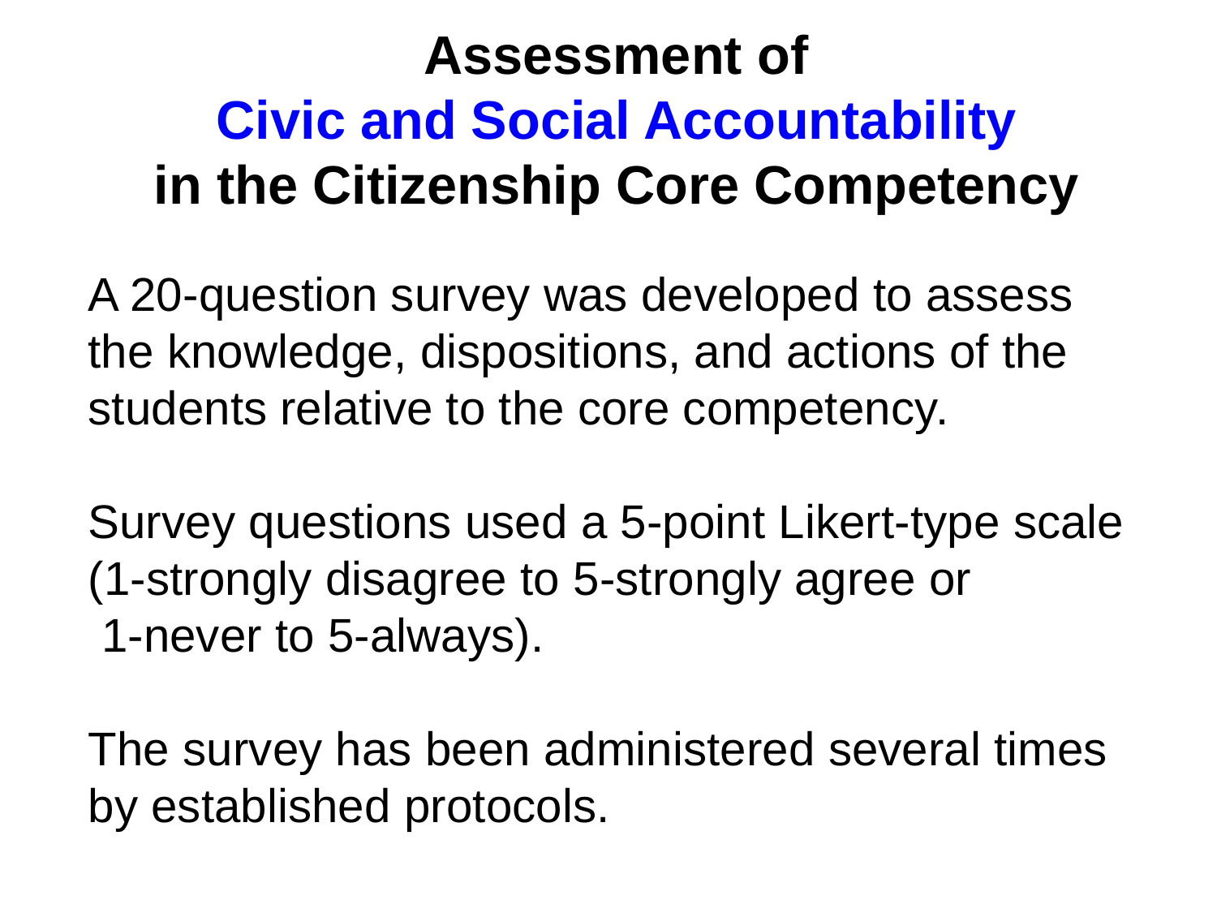# Assessment of Civic and Social Accountability in the Citizenship Core Competency

A 20-question survey was developed to assess the knowledge, dispositions, and actions of the students relative to the core competency.

Survey questions used a 5-point Likert-type scale (1-strongly disagree to 5-strongly agree or 1-never to 5-always).

The survey has been administered several times by established protocols.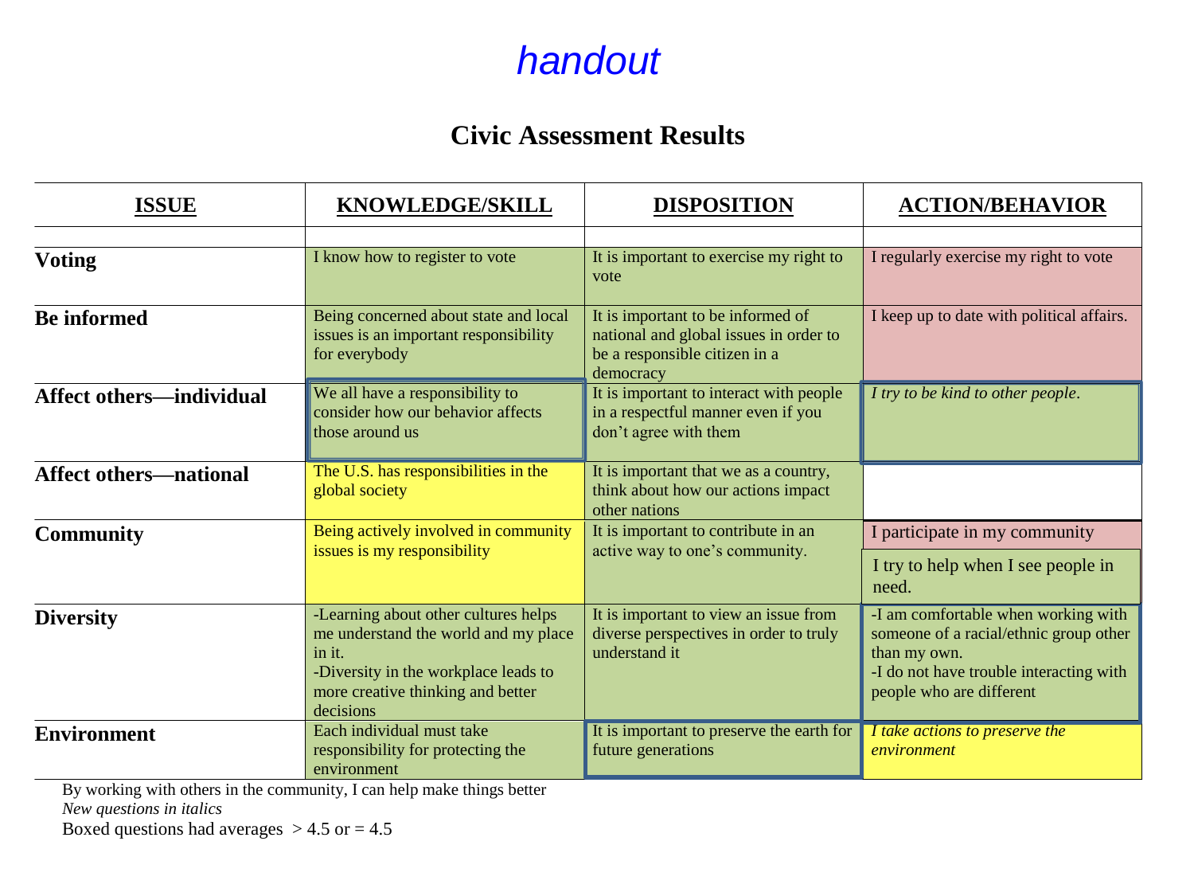*handout*

## Civic Assessment Results

| ISSUE | KNOWLEDGE/SKILL | DISPOSITION | ACTION/BEHAVIOR |
|---|---|---|---|
| | | | |
| **Voting** | I know how to register to vote | It is important to exercise my right to vote | I regularly exercise my right to vote |
| **Be informed** | Being concerned about state and local issues is an important responsibility for everybody | It is important to be informed of national and global issues in order to be a responsible citizen in a democracy | I keep up to date with political affairs. |
| **Affect others—individual** | We all have a responsibility to consider how our behavior affects those around us | It is important to interact with people in a respectful manner even if you don't agree with them | *I try to be kind to other people*. |
| **Affect others—national** | The U.S. has responsibilities in the global society | It is important that we as a country, think about how our actions impact other nations | |
| **Community** | Being actively involved in community issues is my responsibility | It is important to contribute in an active way to one's community. | I participate in my community<br>I try to help when I see people in need. |
| **Diversity** | -Learning about other cultures helps me understand the world and my place in it.<br>-Diversity in the workplace leads to more creative thinking and better decisions | It is important to view an issue from diverse perspectives in order to truly understand it | -I am comfortable when working with someone of a racial/ethnic group other than my own.<br>-I do not have trouble interacting with people who are different |
| **Environment** | Each individual must take responsibility for protecting the environment | It is important to preserve the earth for future generations | *I take actions to preserve the environment* |

By working with others in the community, I can help make things better

*New questions in italics*

Boxed questions had averages > 4.5 or = 4.5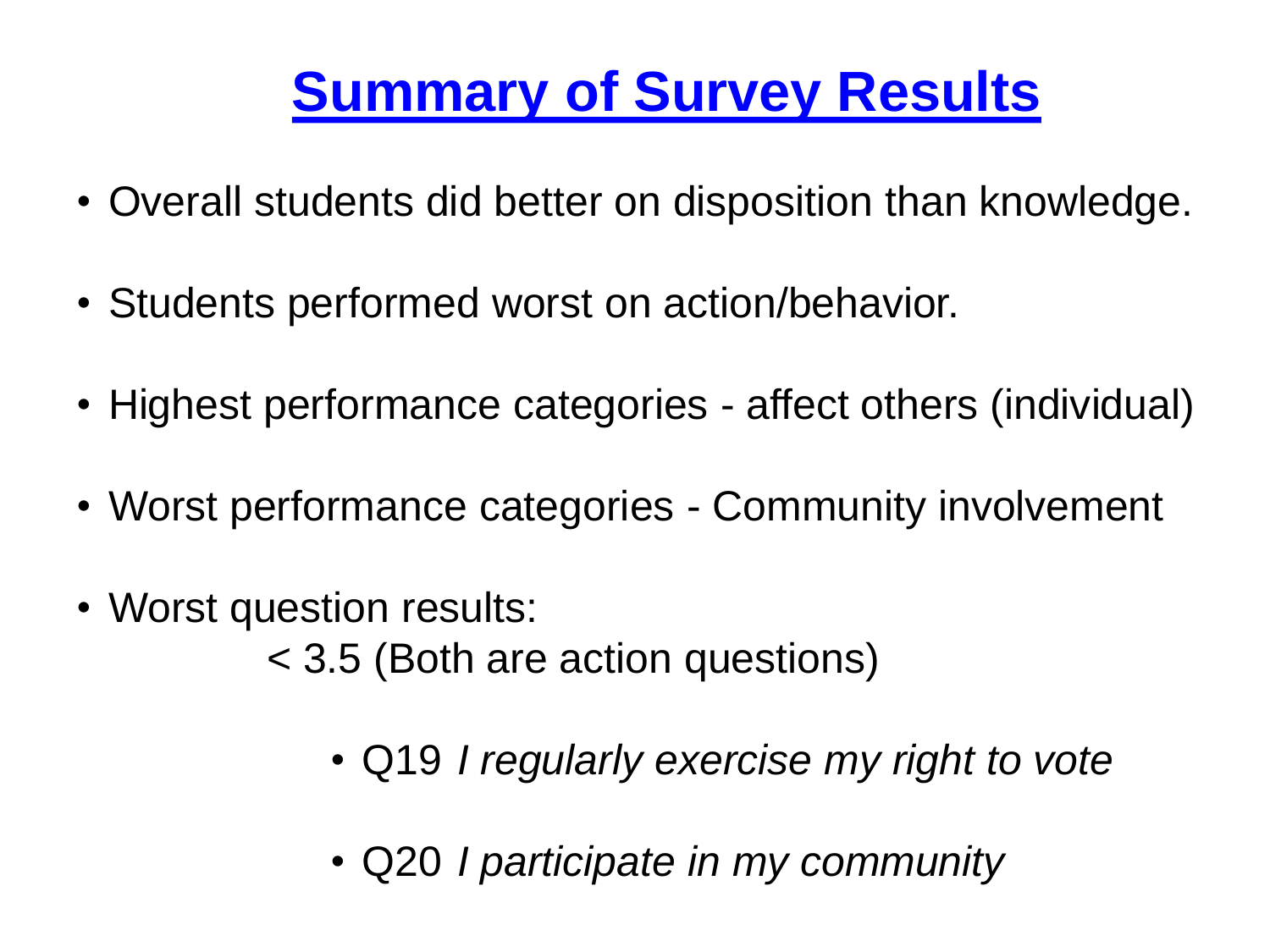# Summary of Survey Results

- Overall students did better on disposition than knowledge.
- Students performed worst on action/behavior.
- Highest performance categories - affect others (individual)
- Worst performance categories - Community involvement
- Worst question results:

  < 3.5 (Both are action questions)

  - Q19 *I regularly exercise my right to vote*
  - Q20 *I participate in my community*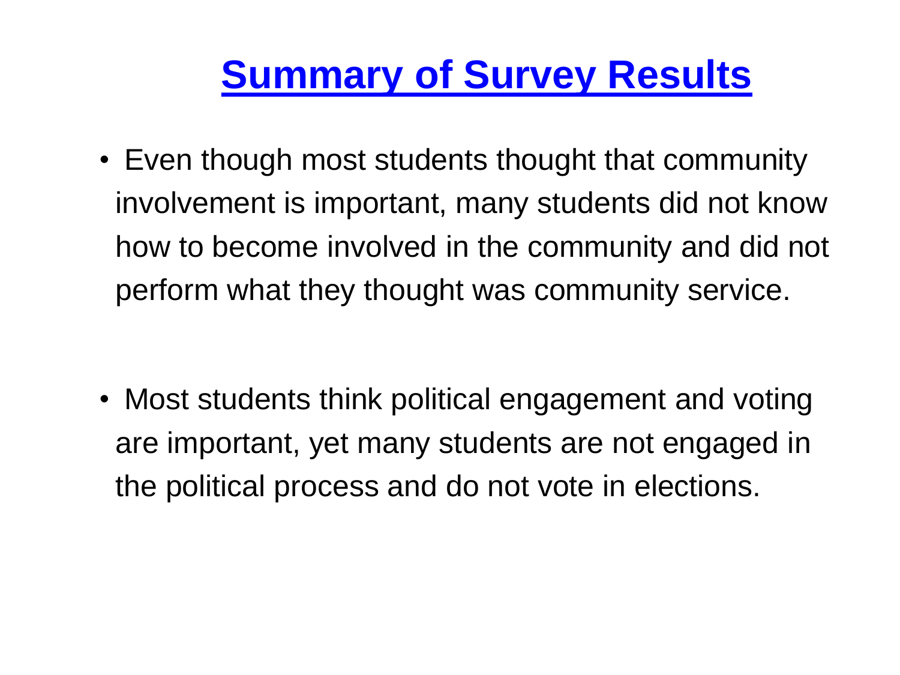# Summary of Survey Results

- Even though most students thought that community involvement is important, many students did not know how to become involved in the community and did not perform what they thought was community service.

- Most students think political engagement and voting are important, yet many students are not engaged in the political process and do not vote in elections.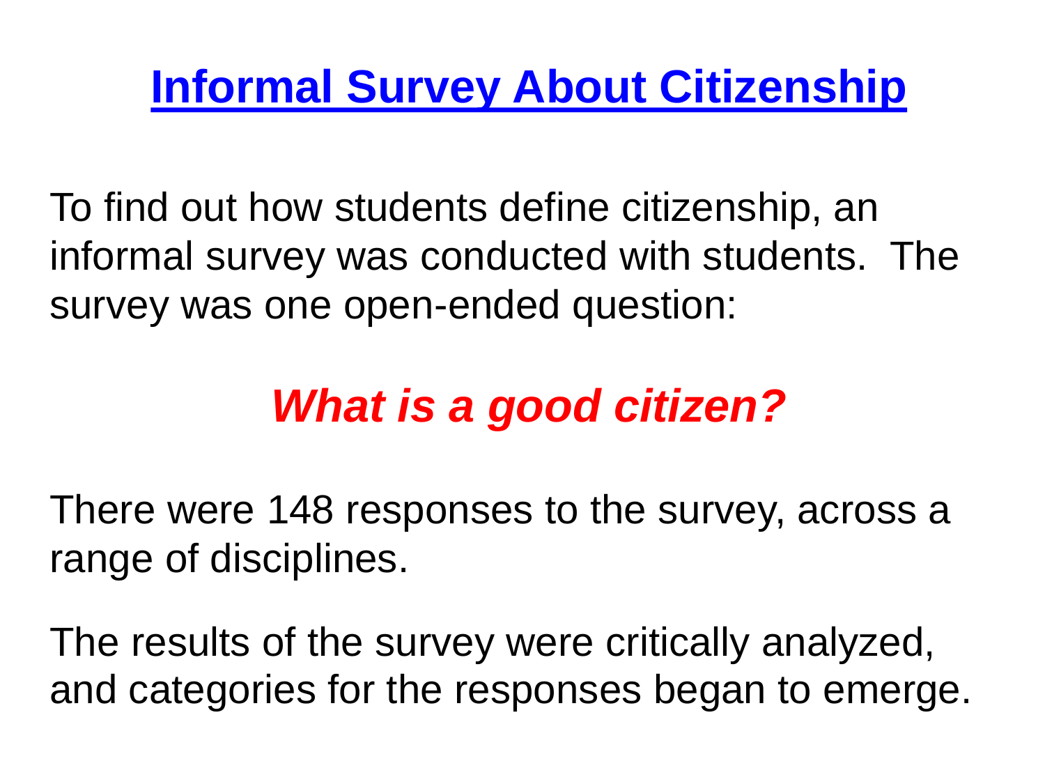# Informal Survey About Citizenship

To find out how students define citizenship, an informal survey was conducted with students. The survey was one open-ended question:

***What is a good citizen?***

There were 148 responses to the survey, across a range of disciplines.

The results of the survey were critically analyzed, and categories for the responses began to emerge.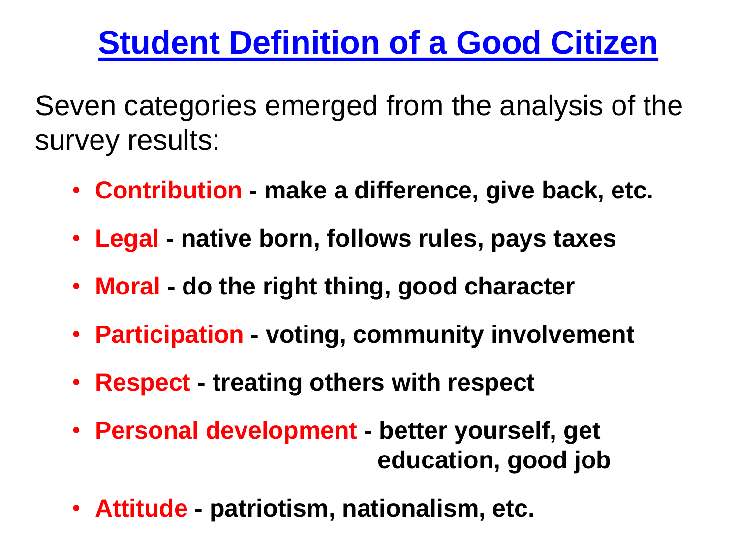# Student Definition of a Good Citizen

Seven categories emerged from the analysis of the survey results:

- **Contribution - make a difference, give back, etc.**
- **Legal - native born, follows rules, pays taxes**
- **Moral - do the right thing, good character**
- **Participation - voting, community involvement**
- **Respect - treating others with respect**
- **Personal development - better yourself, get education, good job**
- **Attitude - patriotism, nationalism, etc.**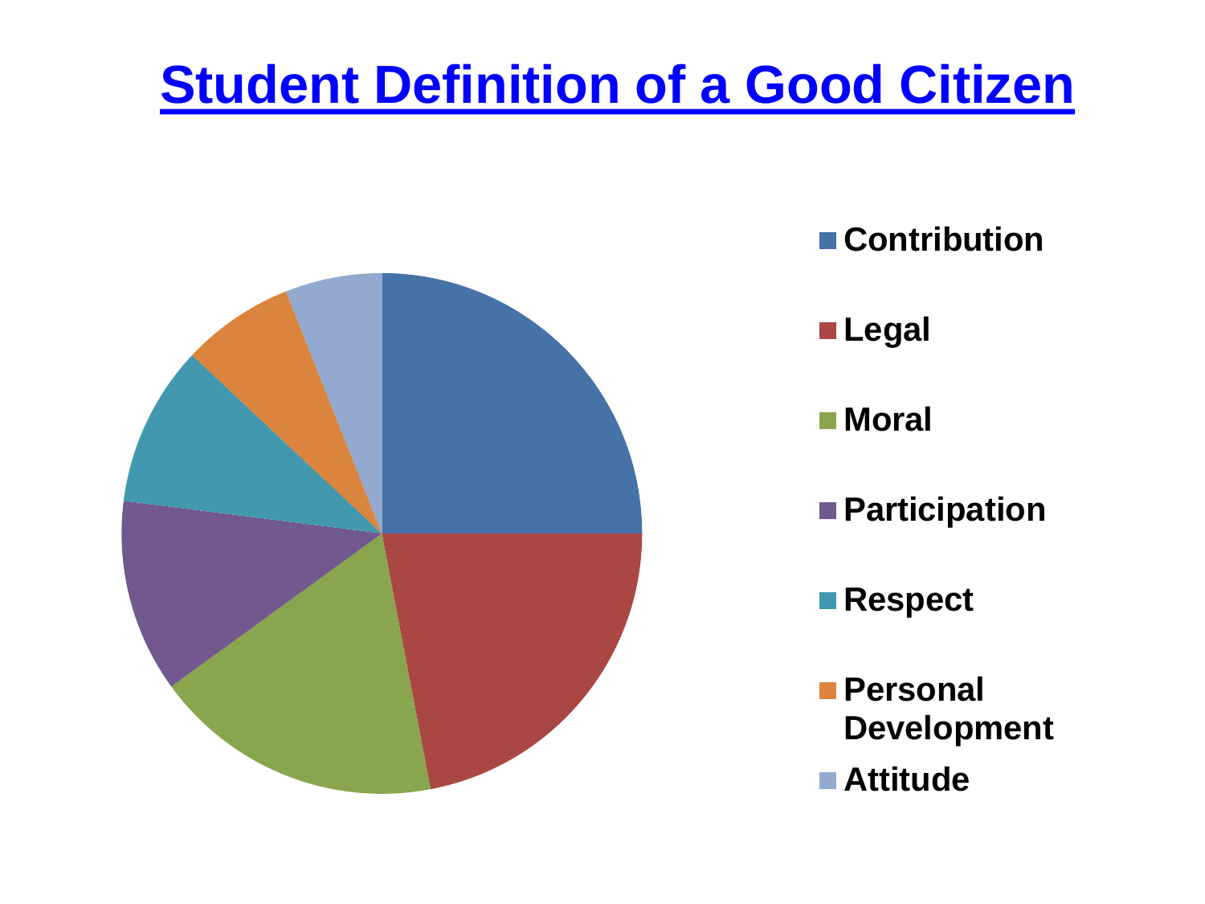# Student Definition of a Good Citizen

- Contribution
- Legal
- Moral
- Participation
- Respect
- Personal Development
- Attitude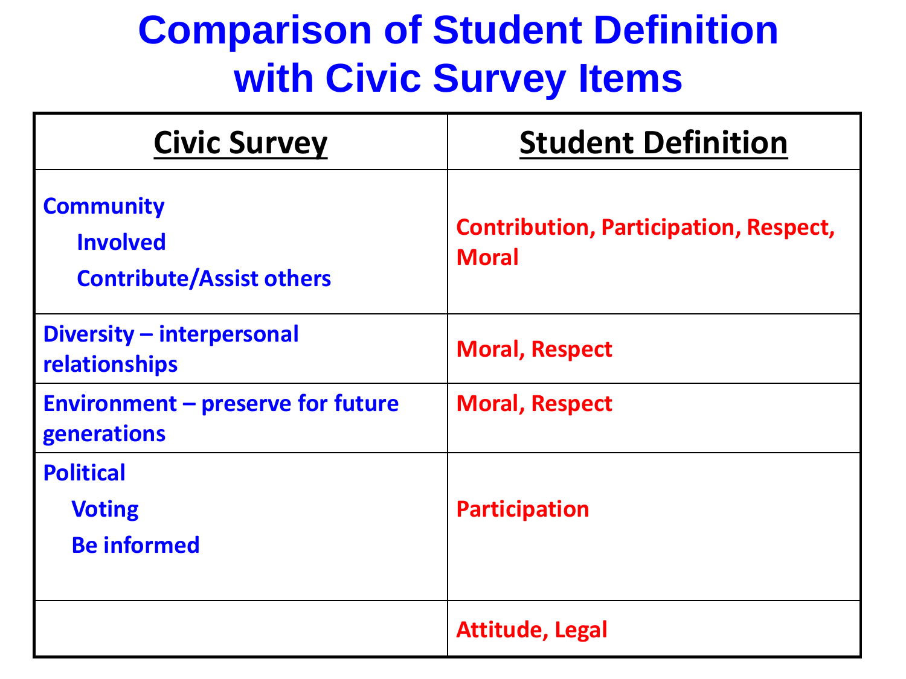# Comparison of Student Definition with Civic Survey Items

| Civic Survey | Student Definition |
| --- | --- |
| Community<br>Involved<br>Contribute/Assist others | Contribution, Participation, Respect, Moral |
| Diversity – interpersonal relationships | Moral, Respect |
| Environment – preserve for future generations | Moral, Respect |
| Political<br>Voting<br>Be informed | Participation |
| | Attitude, Legal |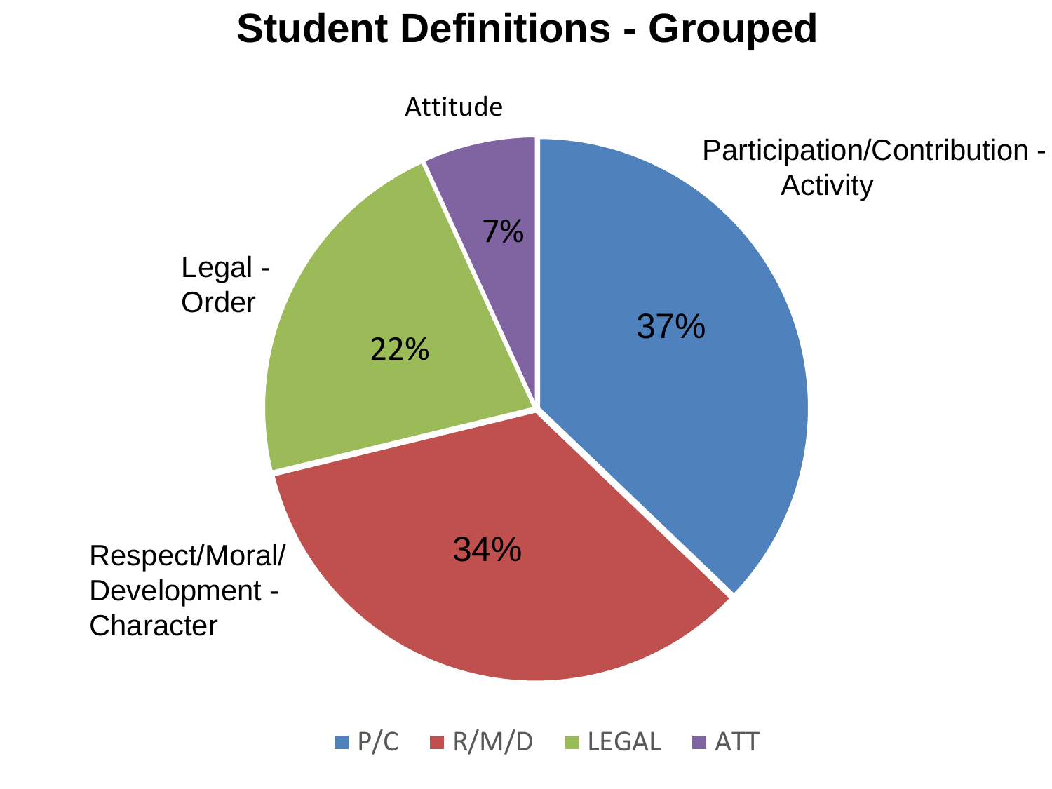# Student Definitions - Grouped

| Category | Label | Percentage |
| --- | --- | --- |
| P/C | Participation/Contribution - Activity | 37% |
| R/M/D | Respect/Moral/ Development - Character | 34% |
| LEGAL | Legal - Order | 22% |
| ATT | Attitude | 7% |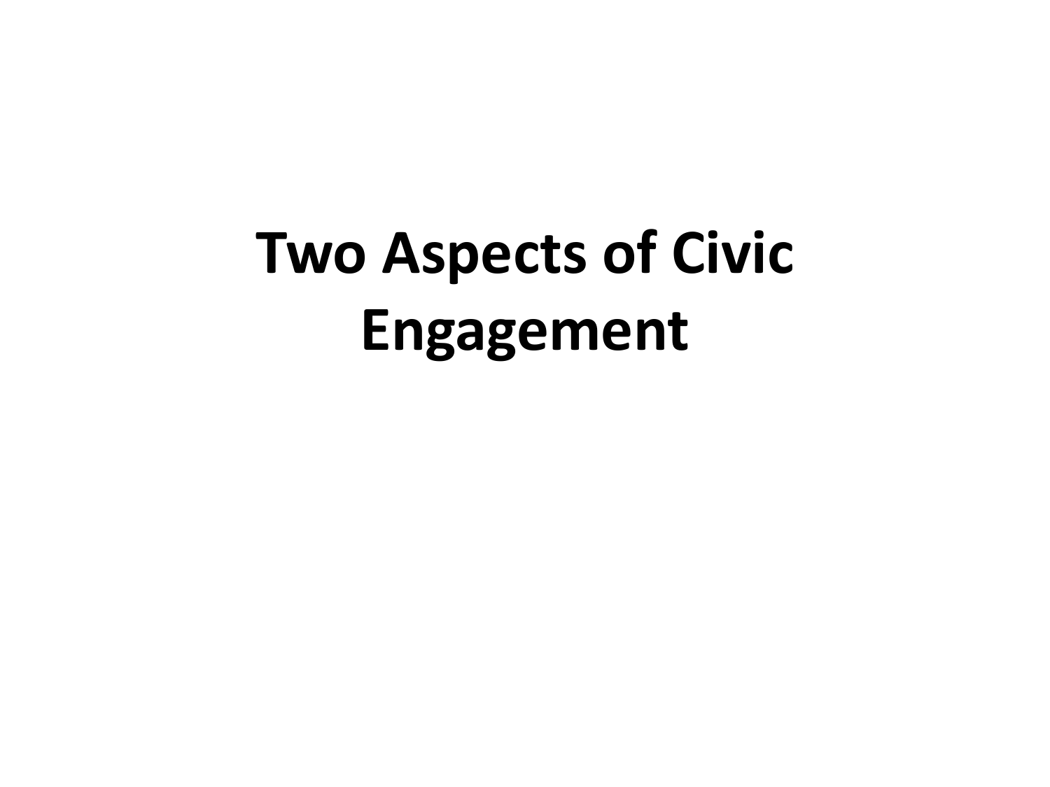# Two Aspects of Civic Engagement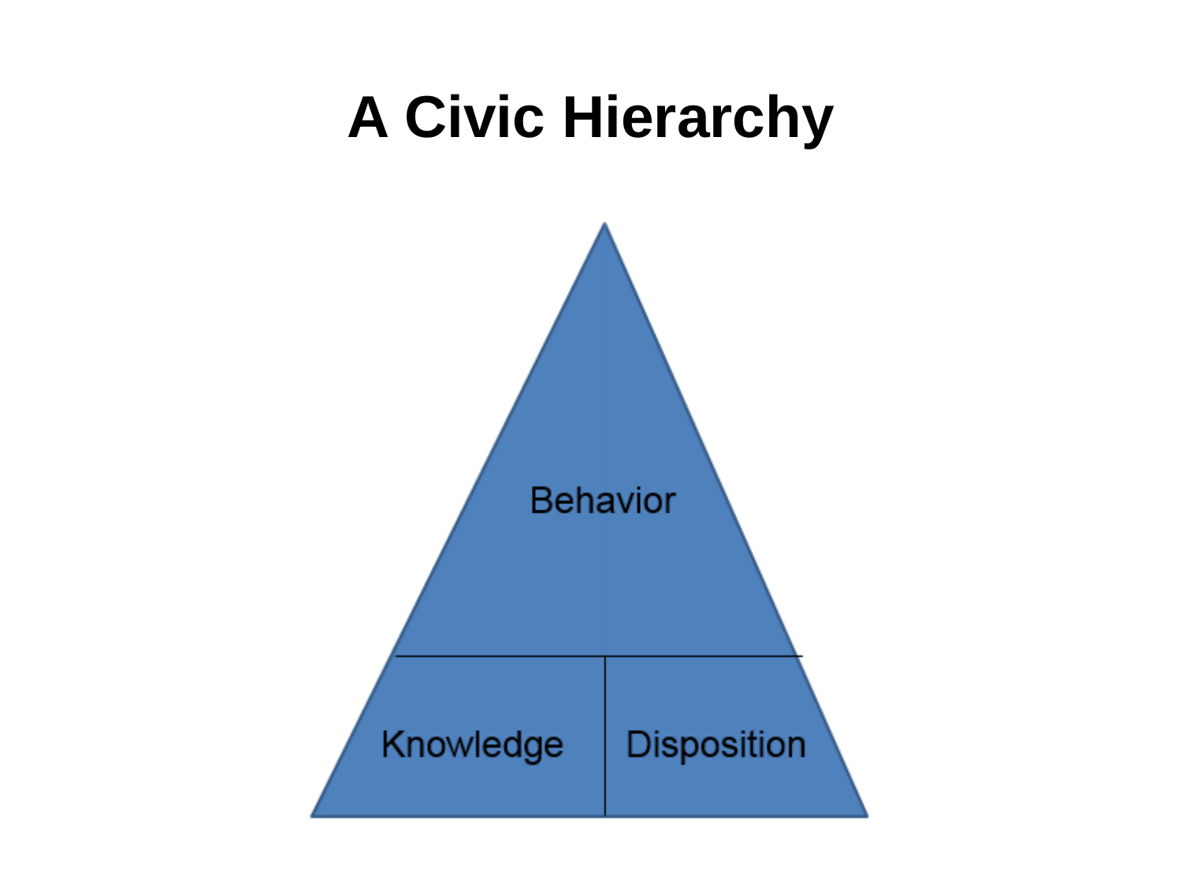# A Civic Hierarchy

Behavior

Knowledge | Disposition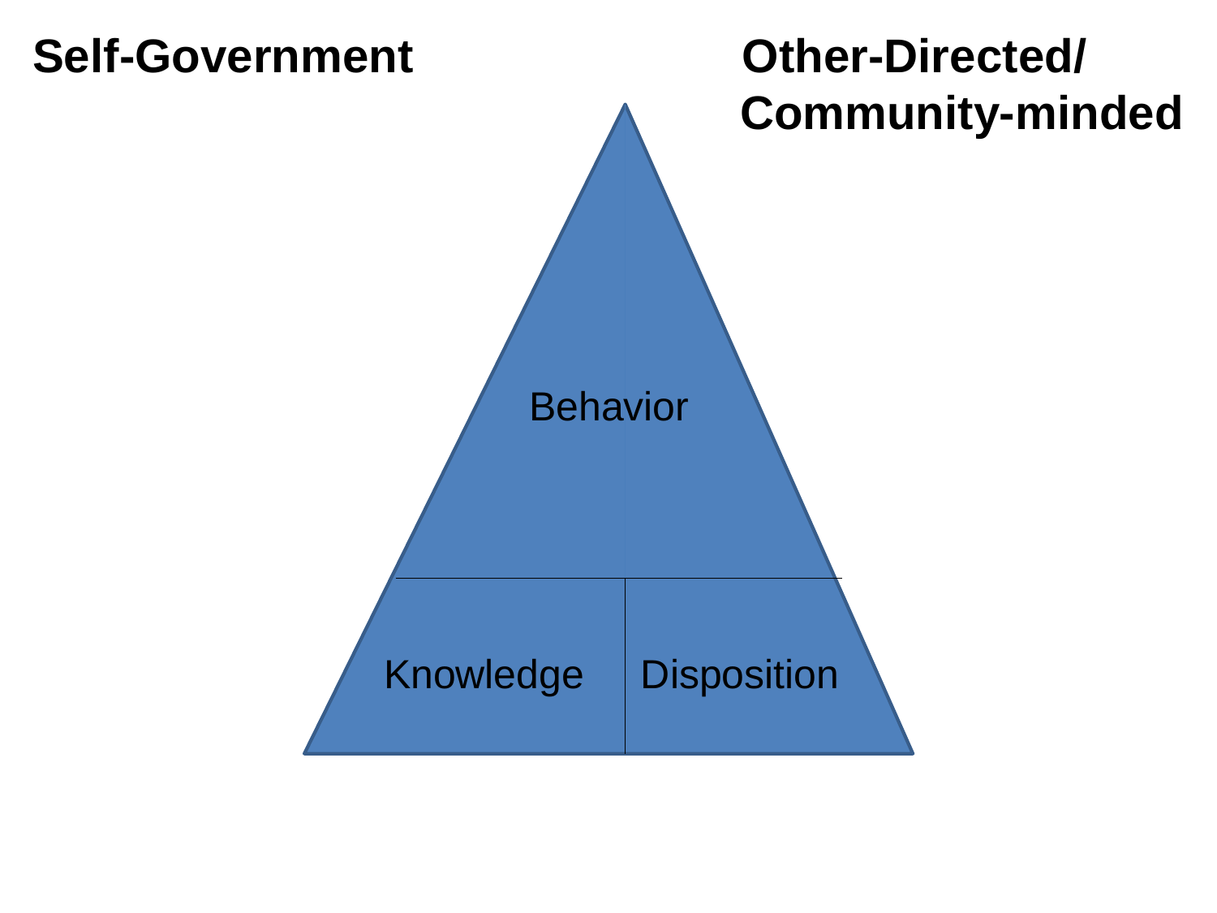**Self-Government**

**Other-Directed/ Community-minded**

Behavior

Knowledge

Disposition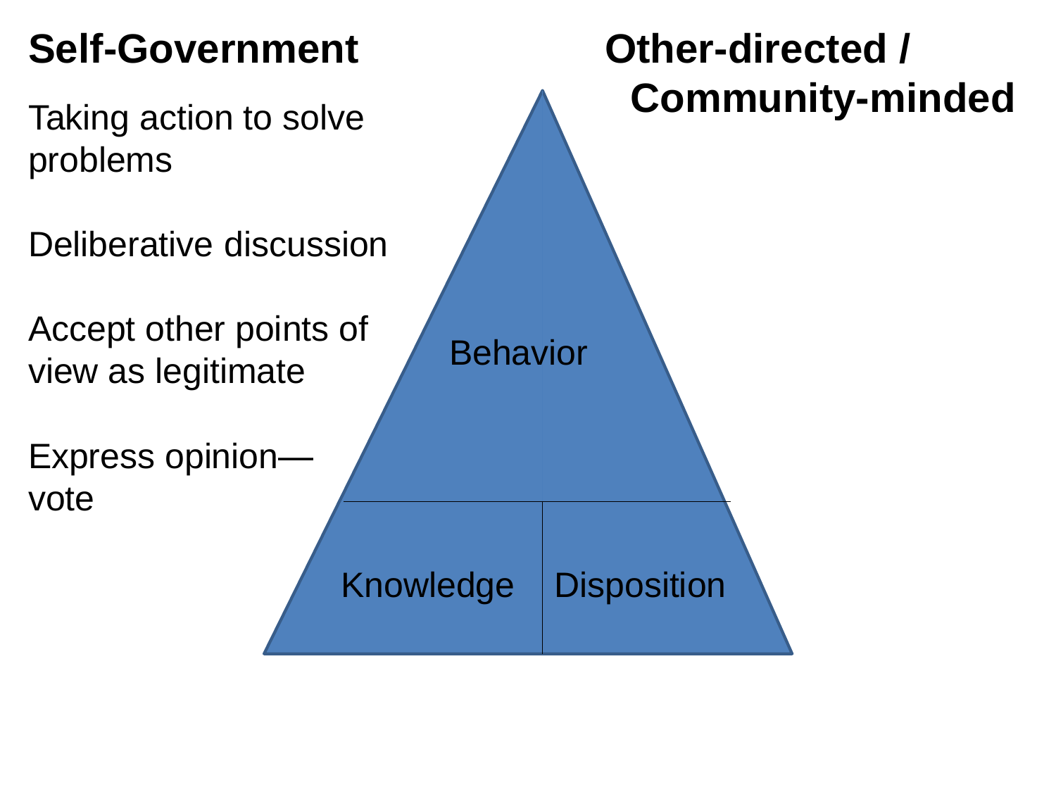**Self-Government**

Taking action to solve problems

Deliberative discussion

Accept other points of view as legitimate

Express opinion—vote

**Other-directed / Community-minded**

Behavior

Knowledge

Disposition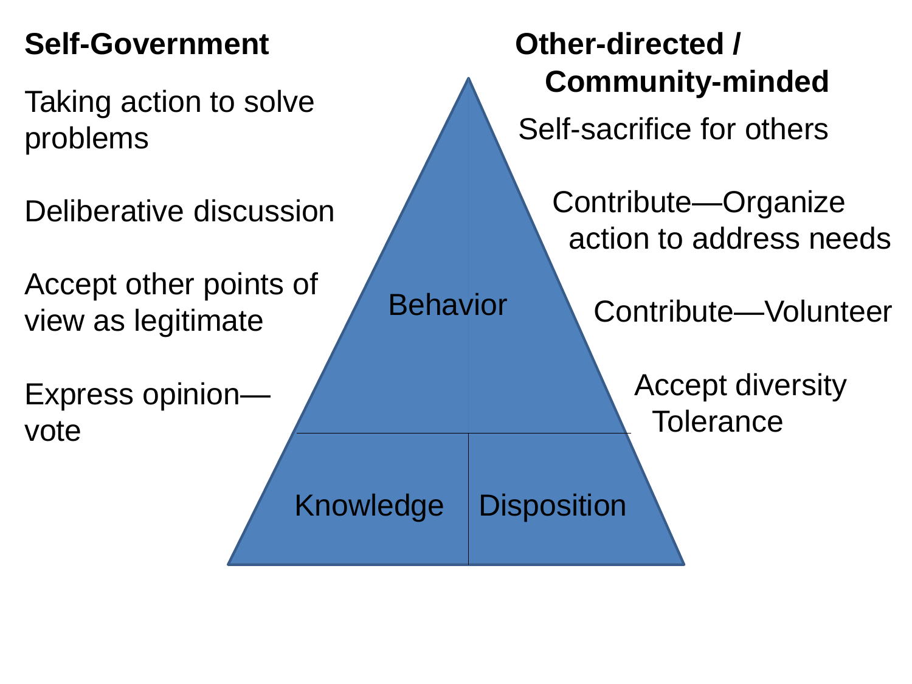**Self-Government**

Taking action to solve problems

Deliberative discussion

Accept other points of view as legitimate

Express opinion—vote

**Other-directed / Community-minded**

Self-sacrifice for others

Contribute—Organize action to address needs

Contribute—Volunteer

Accept diversity Tolerance

Behavior

Knowledge

Disposition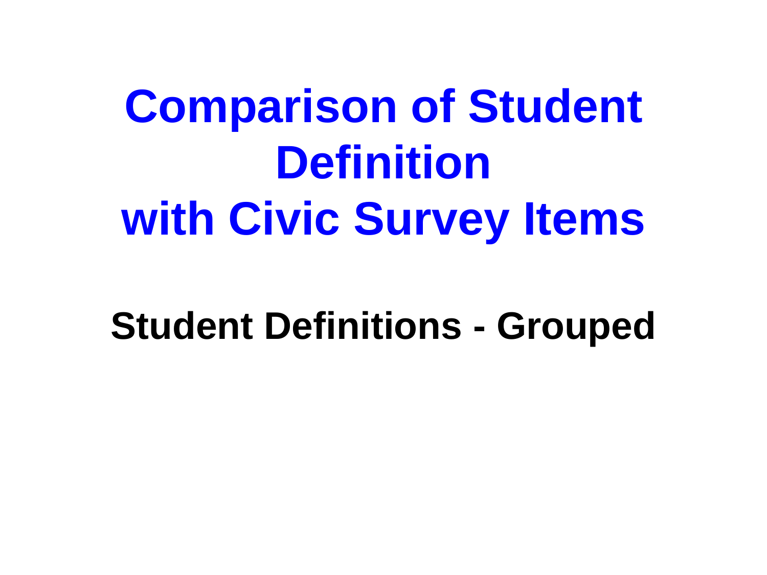# Comparison of Student Definition with Civic Survey Items

## Student Definitions - Grouped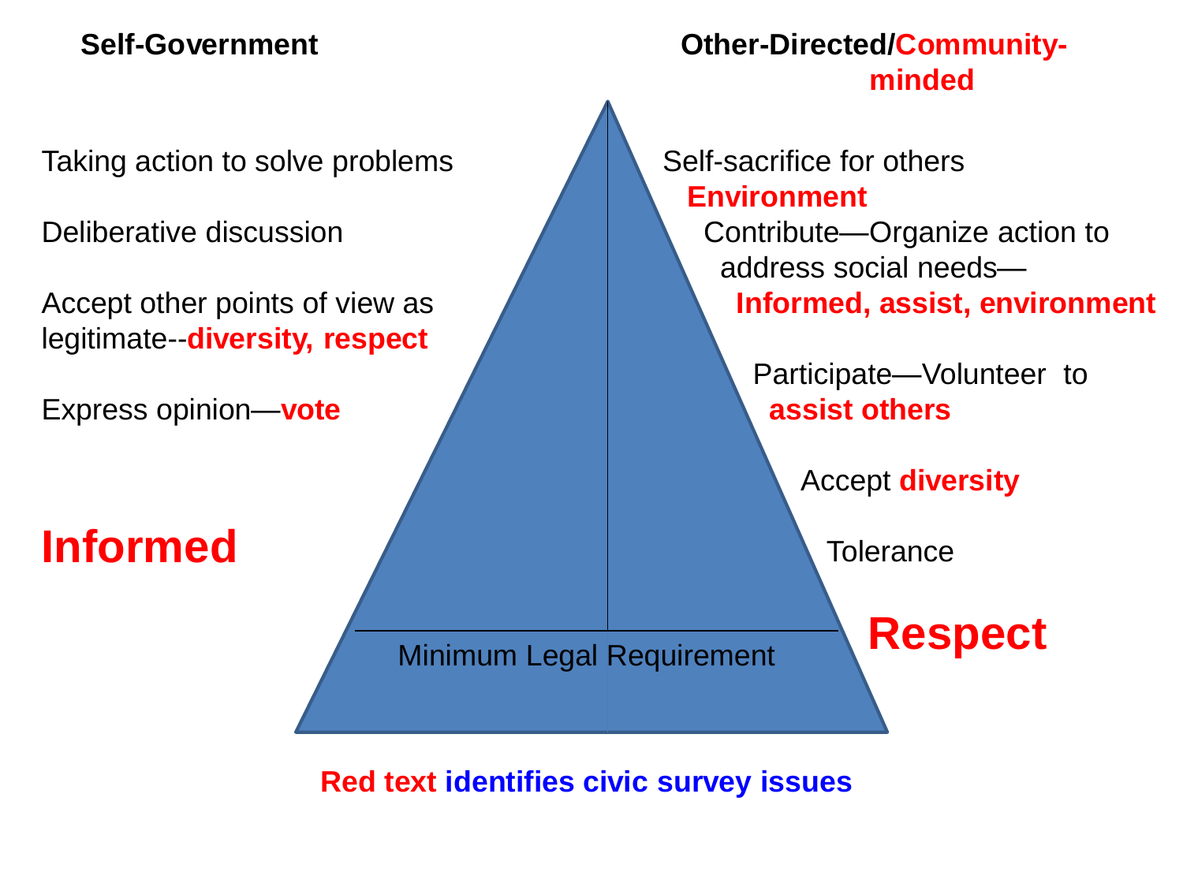**Self-Government**

Taking action to solve problems

Deliberative discussion

Accept other points of view as legitimate--**diversity, respect**

Express opinion—**vote**

# Informed

**Other-Directed/Community-minded**

Self-sacrifice for others
**Environment**

Contribute—Organize action to address social needs—
**Informed, assist, environment**

Participate—Volunteer to **assist others**

Accept **diversity**

Tolerance

# Respect

Minimum Legal Requirement

**Red text identifies civic survey issues**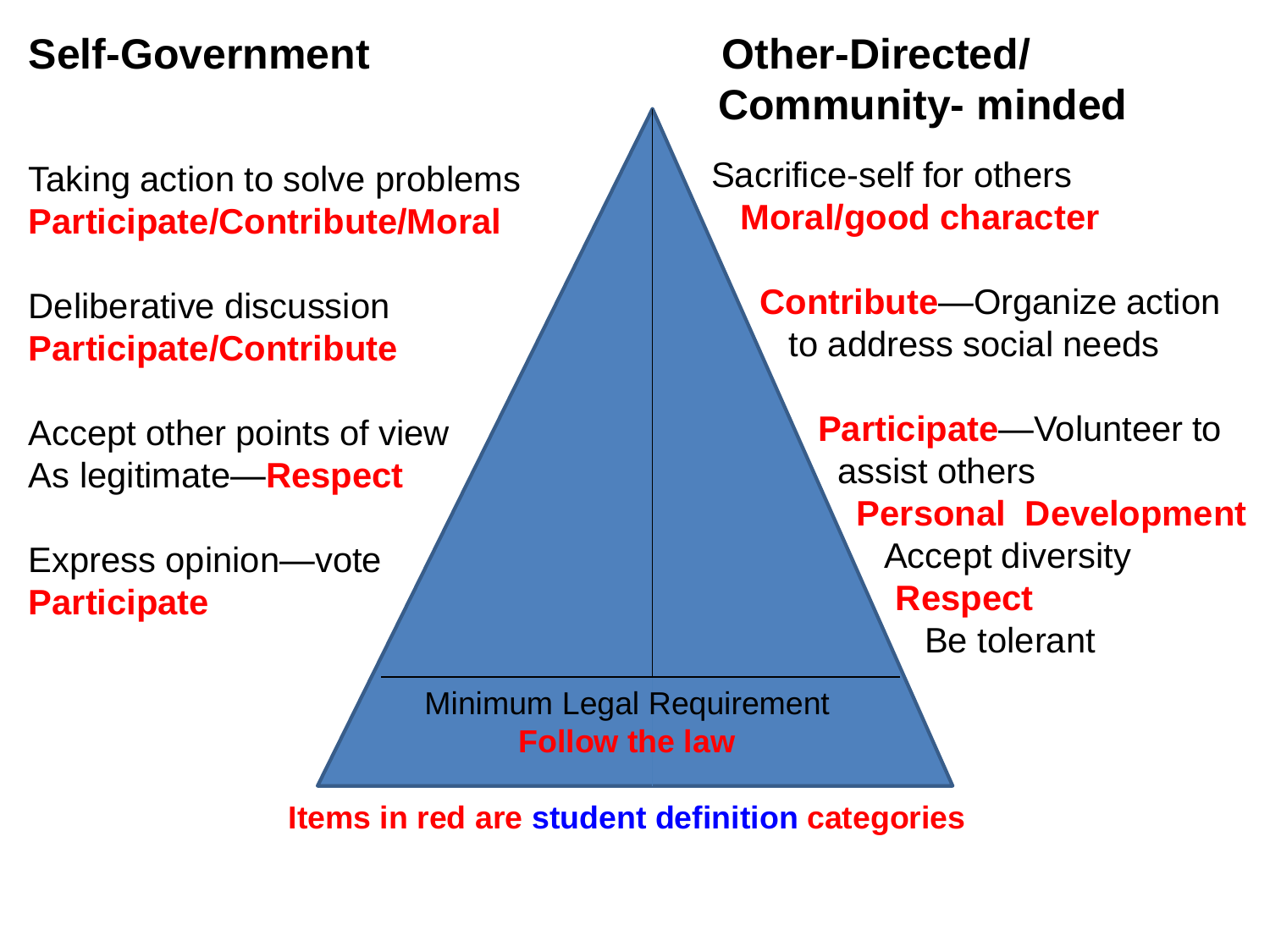## Self-Government

Taking action to solve problems
**Participate/Contribute/Moral**

Deliberative discussion
**Participate/Contribute**

Accept other points of view As legitimate—**Respect**

Express opinion—vote
**Participate**

## Other-Directed/ Community- minded

Sacrifice-self for others
**Moral/good character**

**Contribute**—Organize action to address social needs

**Participate**—Volunteer to assist others

**Personal Development**

Accept diversity

**Respect**

Be tolerant

Minimum Legal Requirement
**Follow the law**

**Items in red are student definition categories**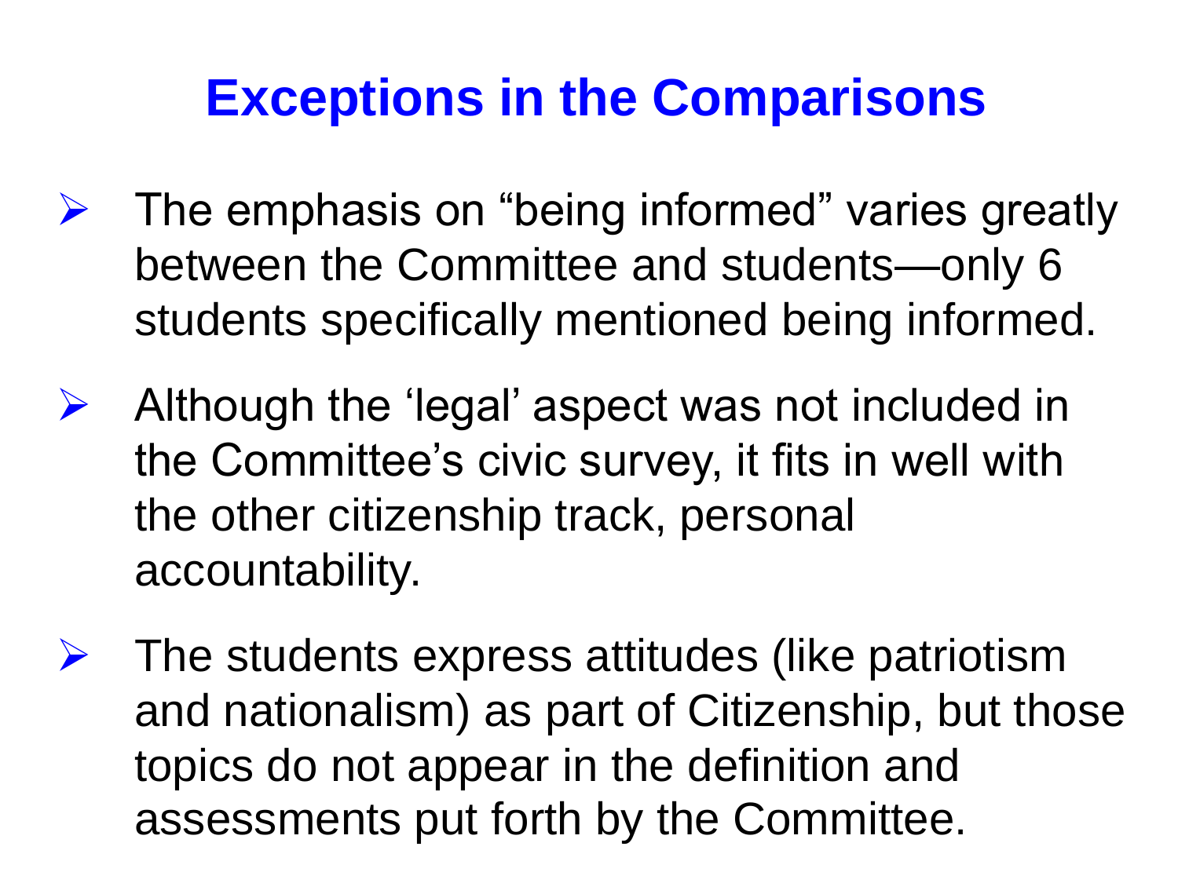# Exceptions in the Comparisons

- The emphasis on “being informed” varies greatly between the Committee and students—only 6 students specifically mentioned being informed.
- Although the ‘legal’ aspect was not included in the Committee’s civic survey, it fits in well with the other citizenship track, personal accountability.
- The students express attitudes (like patriotism and nationalism) as part of Citizenship, but those topics do not appear in the definition and assessments put forth by the Committee.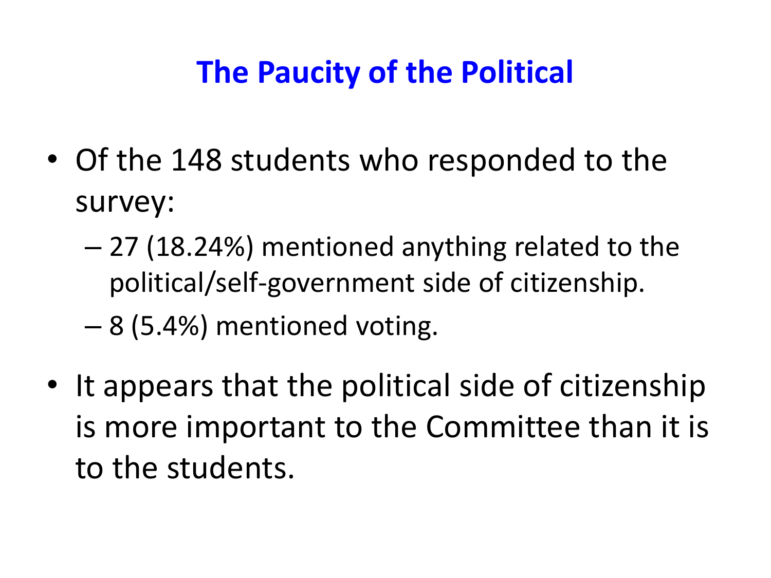# The Paucity of the Political

- Of the 148 students who responded to the survey:
  - 27 (18.24%) mentioned anything related to the political/self-government side of citizenship.
  - 8 (5.4%) mentioned voting.
- It appears that the political side of citizenship is more important to the Committee than it is to the students.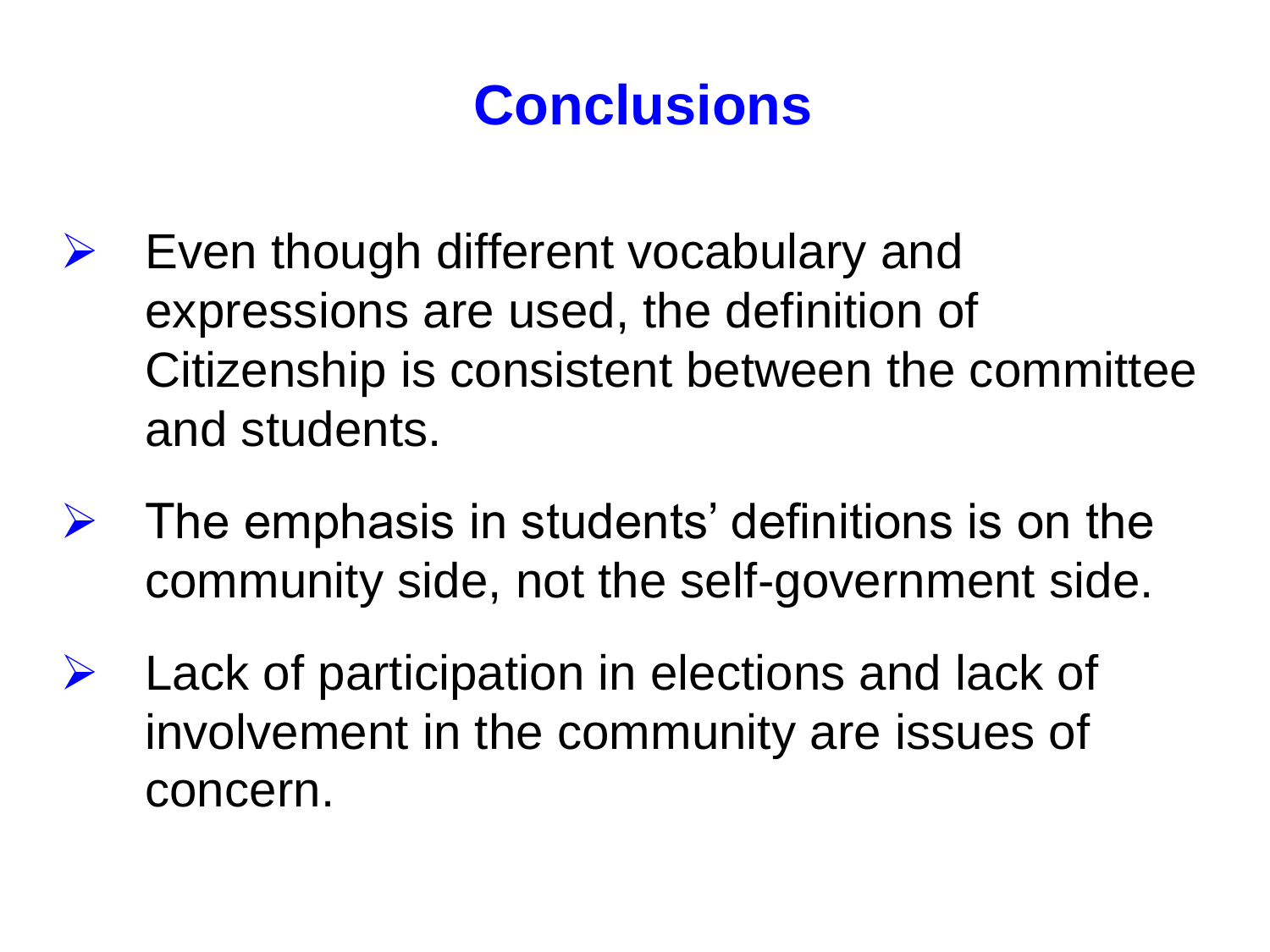# Conclusions

- Even though different vocabulary and expressions are used, the definition of Citizenship is consistent between the committee and students.
- The emphasis in students' definitions is on the community side, not the self-government side.
- Lack of participation in elections and lack of involvement in the community are issues of concern.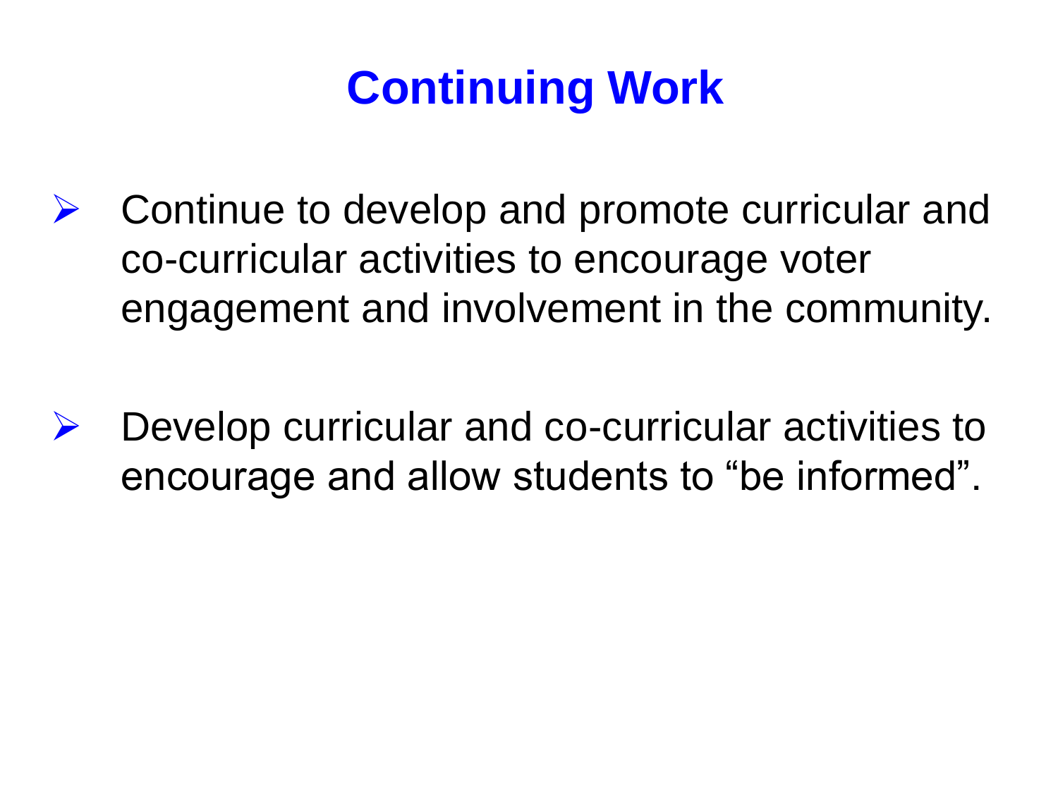# Continuing Work

- Continue to develop and promote curricular and co-curricular activities to encourage voter engagement and involvement in the community.

- Develop curricular and co-curricular activities to encourage and allow students to “be informed”.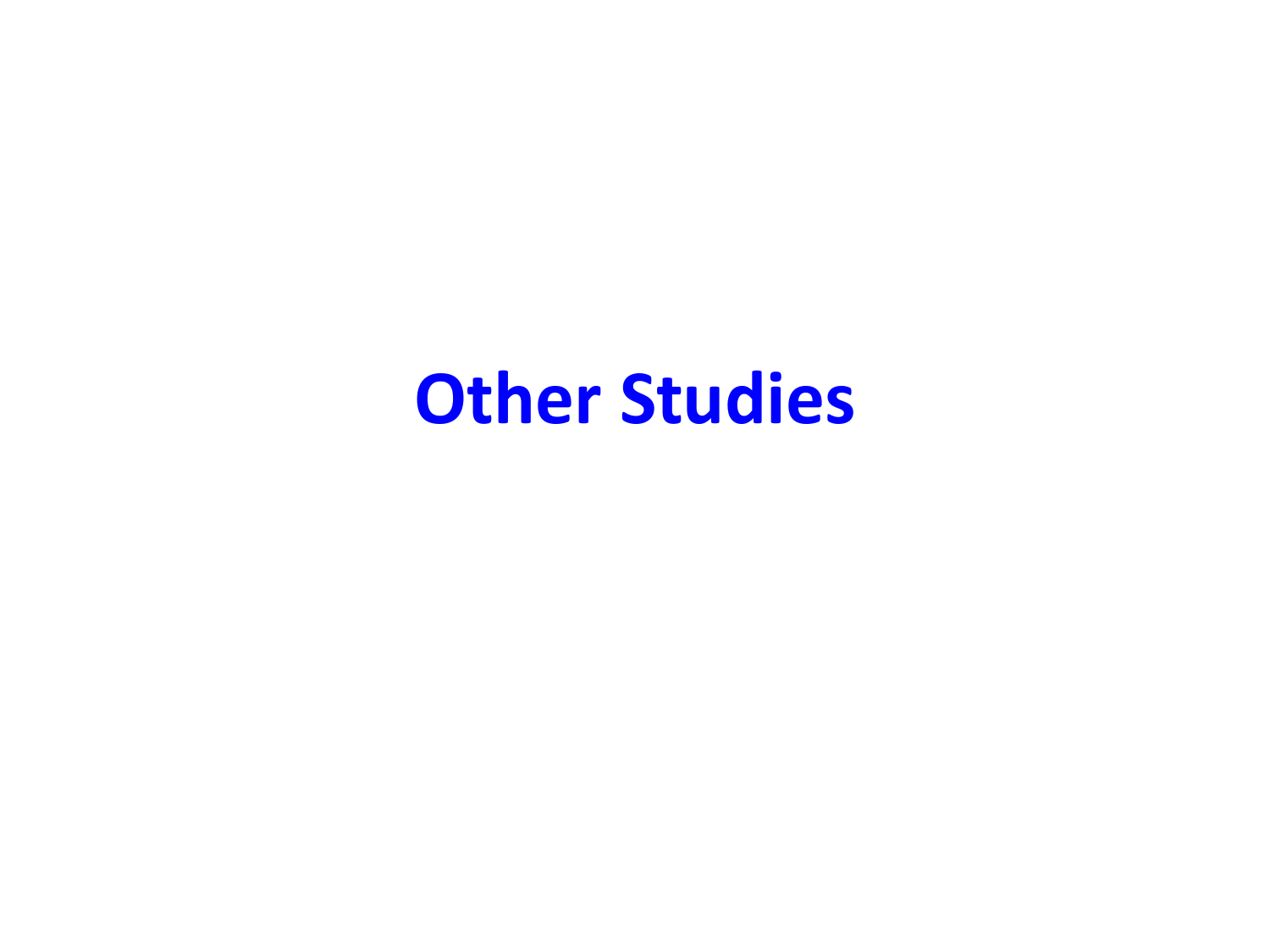# Other Studies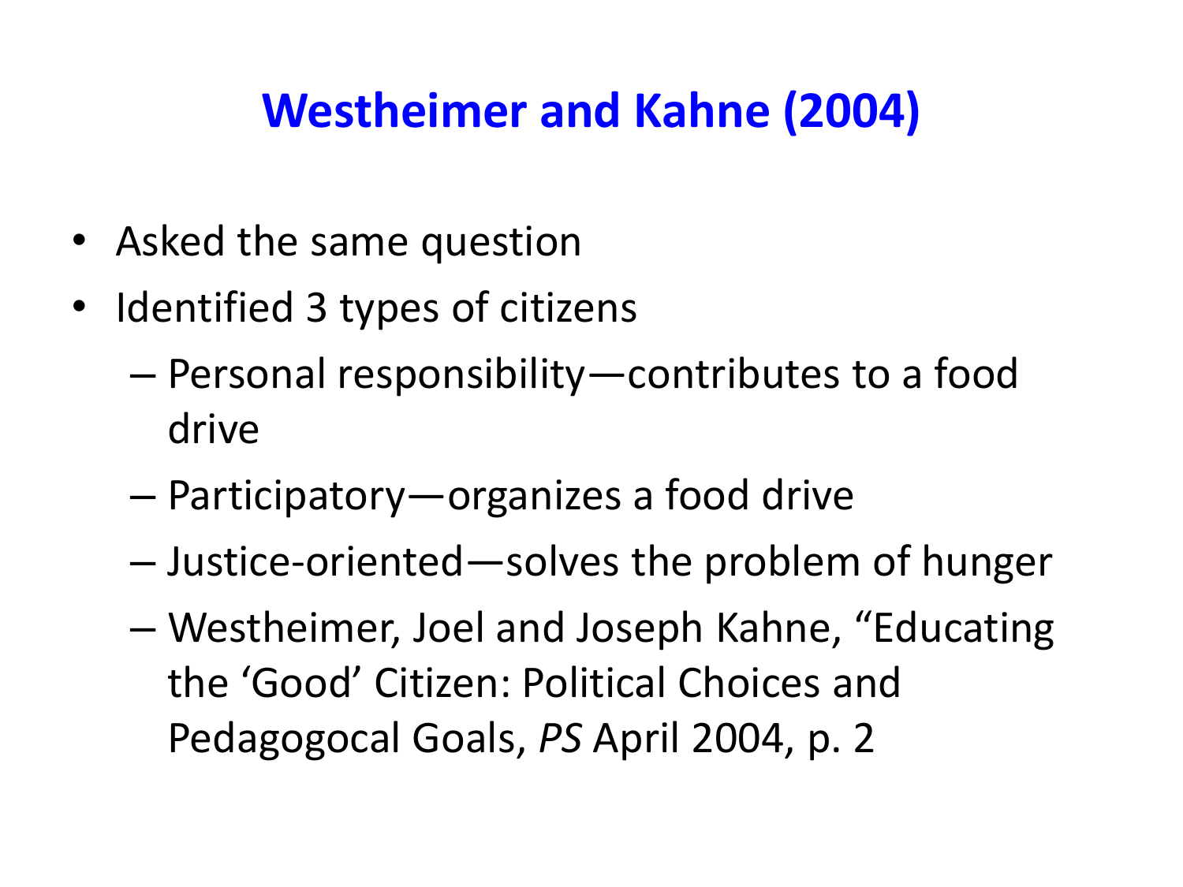# Westheimer and Kahne (2004)

- Asked the same question
- Identified 3 types of citizens
  - Personal responsibility—contributes to a food drive
  - Participatory—organizes a food drive
  - Justice-oriented—solves the problem of hunger
  - Westheimer, Joel and Joseph Kahne, "Educating the 'Good' Citizen: Political Choices and Pedagogocal Goals, *PS* April 2004, p. 2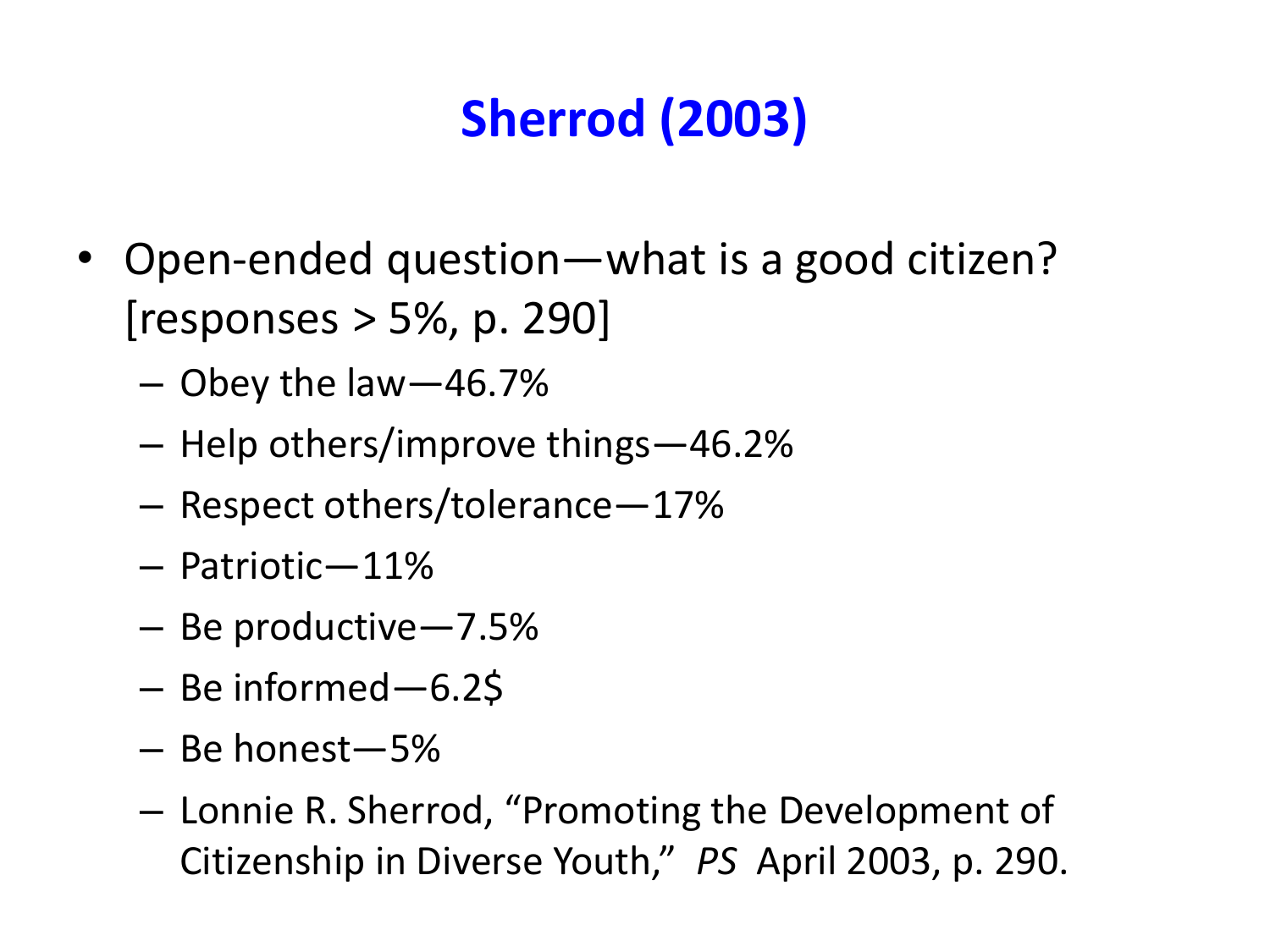# Sherrod (2003)

- Open-ended question—what is a good citizen? [responses > 5%, p. 290]
  - Obey the law—46.7%
  - Help others/improve things—46.2%
  - Respect others/tolerance—17%
  - Patriotic—11%
  - Be productive—7.5%
  - Be informed—6.2$
  - Be honest—5%
  - Lonnie R. Sherrod, "Promoting the Development of Citizenship in Diverse Youth," *PS* April 2003, p. 290.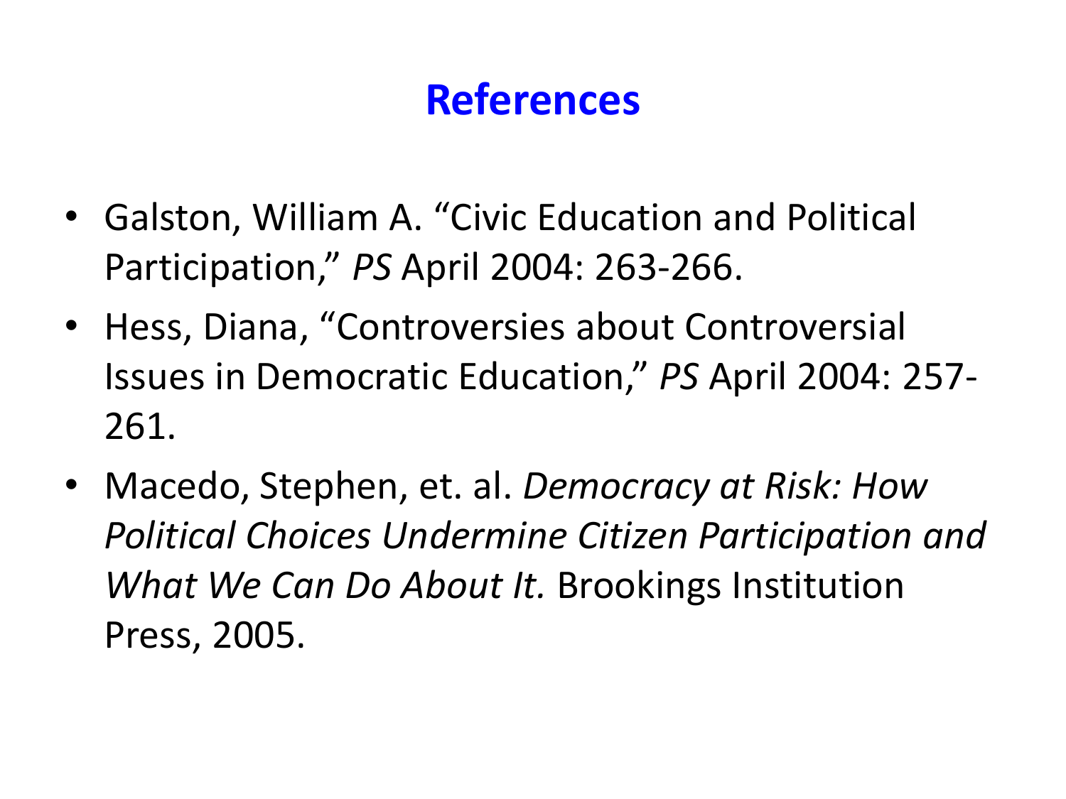# References

- Galston, William A. “Civic Education and Political Participation,” *PS* April 2004: 263-266.
- Hess, Diana, “Controversies about Controversial Issues in Democratic Education,” *PS* April 2004: 257-261.
- Macedo, Stephen, et. al. *Democracy at Risk: How Political Choices Undermine Citizen Participation and What We Can Do About It.* Brookings Institution Press, 2005.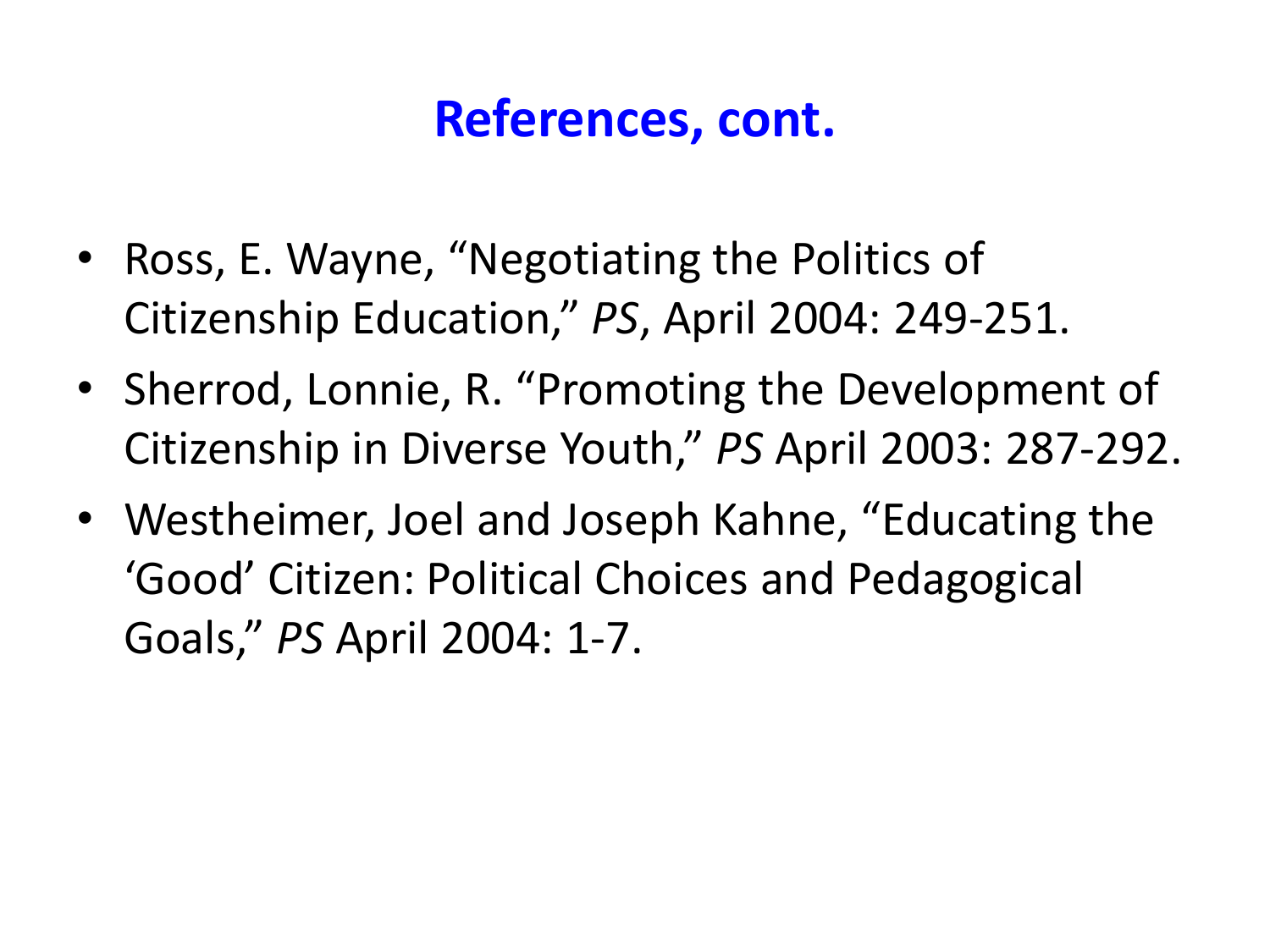# References, cont.

- Ross, E. Wayne, “Negotiating the Politics of Citizenship Education,” *PS*, April 2004: 249-251.
- Sherrod, Lonnie, R. “Promoting the Development of Citizenship in Diverse Youth,” *PS* April 2003: 287-292.
- Westheimer, Joel and Joseph Kahne, “Educating the ‘Good’ Citizen: Political Choices and Pedagogical Goals,” *PS* April 2004: 1-7.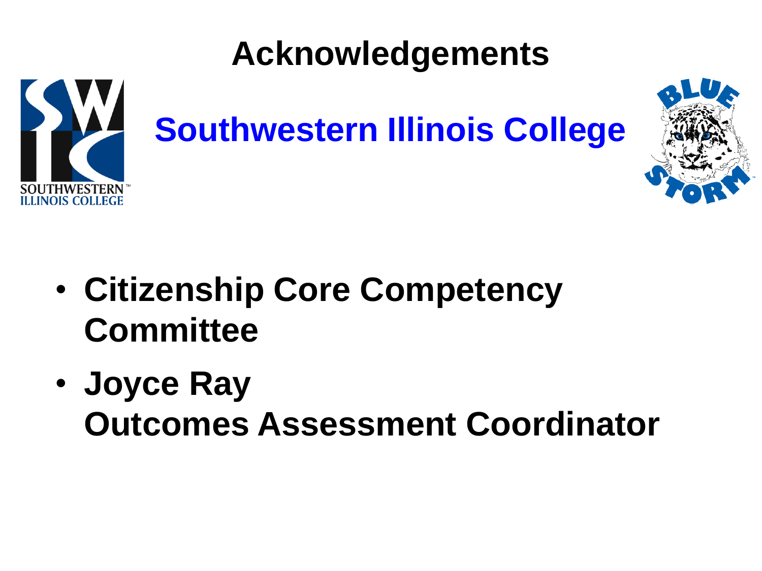# Acknowledgements

## Southwestern Illinois College

- **Citizenship Core Competency Committee**
- **Joyce Ray**
  **Outcomes Assessment Coordinator**